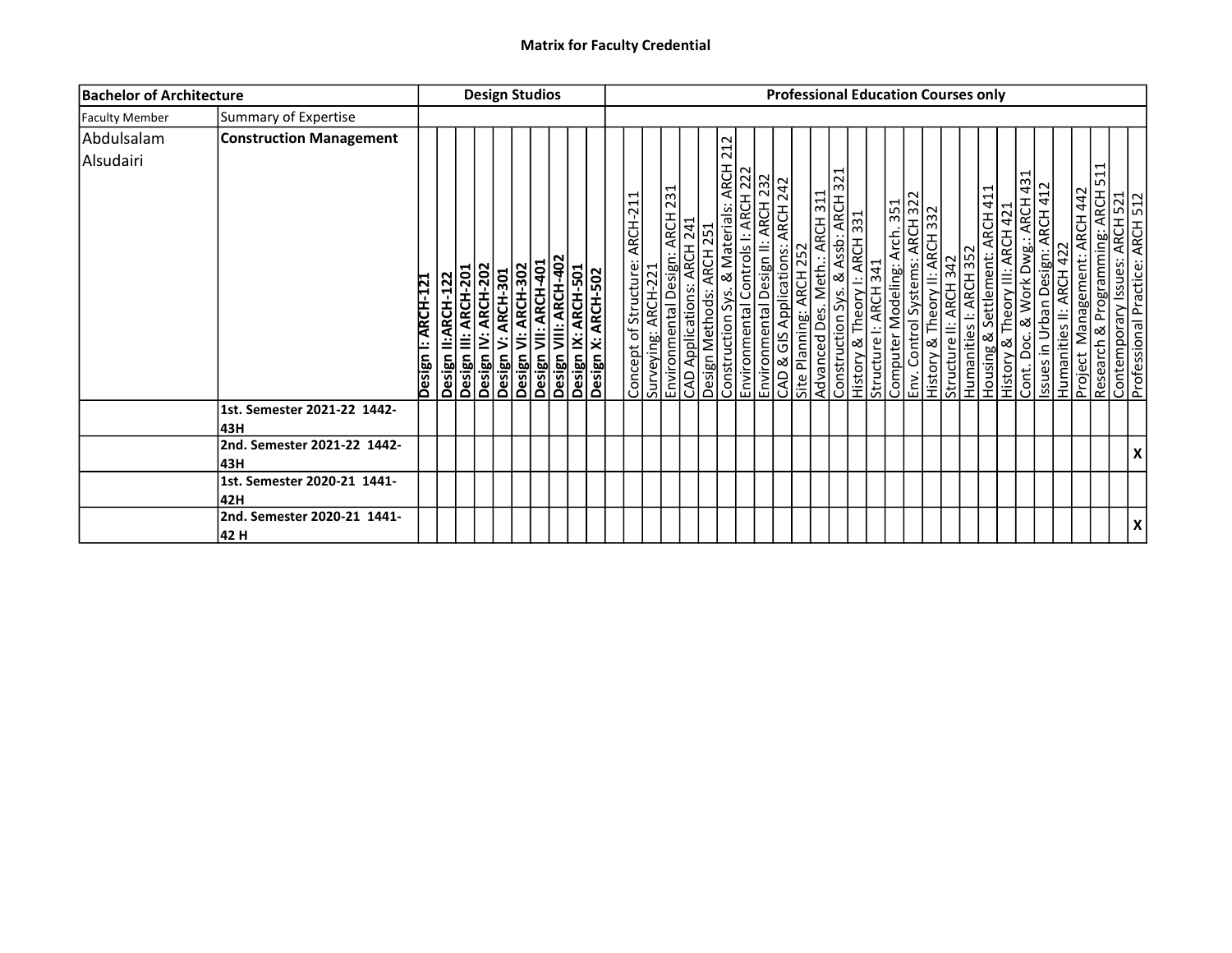**Matrix for Faculty Credential**

| Bachelor of Architecture | | Design Studios | | | | | | | | | | | Professional Education Courses only | | | | | | | | | | | | | | | | | | | | | | | | | | | |
|---|---|---|---|---|---|---|---|---|---|---|---|---|---|---|---|---|---|---|---|---|---|---|---|---|---|---|---|---|---|---|---|---|---|---|---|---|---|---|---|---|
| Faculty Member | Summary of Expertise | | | | | | | | | | | | | | | | | | | | | | | | | | | | | | | | | | | | | | | |
| Abdulsalam Alsudairi | **Construction Management** | **Design I: ARCH-121** | **Design II:ARCH-122** | **Design III: ARCH-201** | **Design IV: ARCH-202** | **Design V: ARCH-301** | **Design VI: ARCH-302** | **Design VII: ARCH-401** | **Design VIII: ARCH-402** | **Design IX: ARCH-501** | **Design X: ARCH-502** | | Concept of Structure: ARCH-211 | Surveying: ARCH-221 | Environmental Design: ARCH 231 | CAD Applications: ARCH 241 | Design Methods: ARCH 251 | Construction Sys. & Materials: ARCH 212 | Environmental Controls I: ARCH 222 | Environmental Design II: ARCH 232 | CAD & GIS Applications: ARCH 242 | Site Planning: ARCH 252 | Advanced Des. Meth.: ARCH 311 | Construction Sys. & Assb: ARCH 321 | History & Theory I: ARCH 331 | Structure I: ARCH 341 | Computer Modeling: Arch. 351 | Env. Control Systems: ARCH 322 | History & Theory II: ARCH 332 | Structure II: ARCH 342 | Humanities I: ARCH 352 | Housing & Settlement: ARCH 411 | History & Theory III: ARCH 421 | Cont. Doc. & Work Dwg.: ARCH 431 | Issues in Urban Design: ARCH 412 | Humanities II: ARCH 422 | Project Management: ARCH 442 | Research & Programming: ARCH 511 | Contemporary Issues: ARCH 521 | Professional Practice: ARCH 512 |
| | **1st. Semester 2021-22 1442-43H** | | | | | | | | | | | | | | | | | | | | | | | | | | | | | | | | | | | | | | | |
| | **2nd. Semester 2021-22 1442-43H** | | | | | | | | | | | | | | | | | | | | | | | | | | | | | | | | | | | | | | | X |
| | **1st. Semester 2020-21 1441-42H** | | | | | | | | | | | | | | | | | | | | | | | | | | | | | | | | | | | | | | | |
| | **2nd. Semester 2020-21 1441-42 H** | | | | | | | | | | | | | | | | | | | | | | | | | | | | | | | | | | | | | | | X |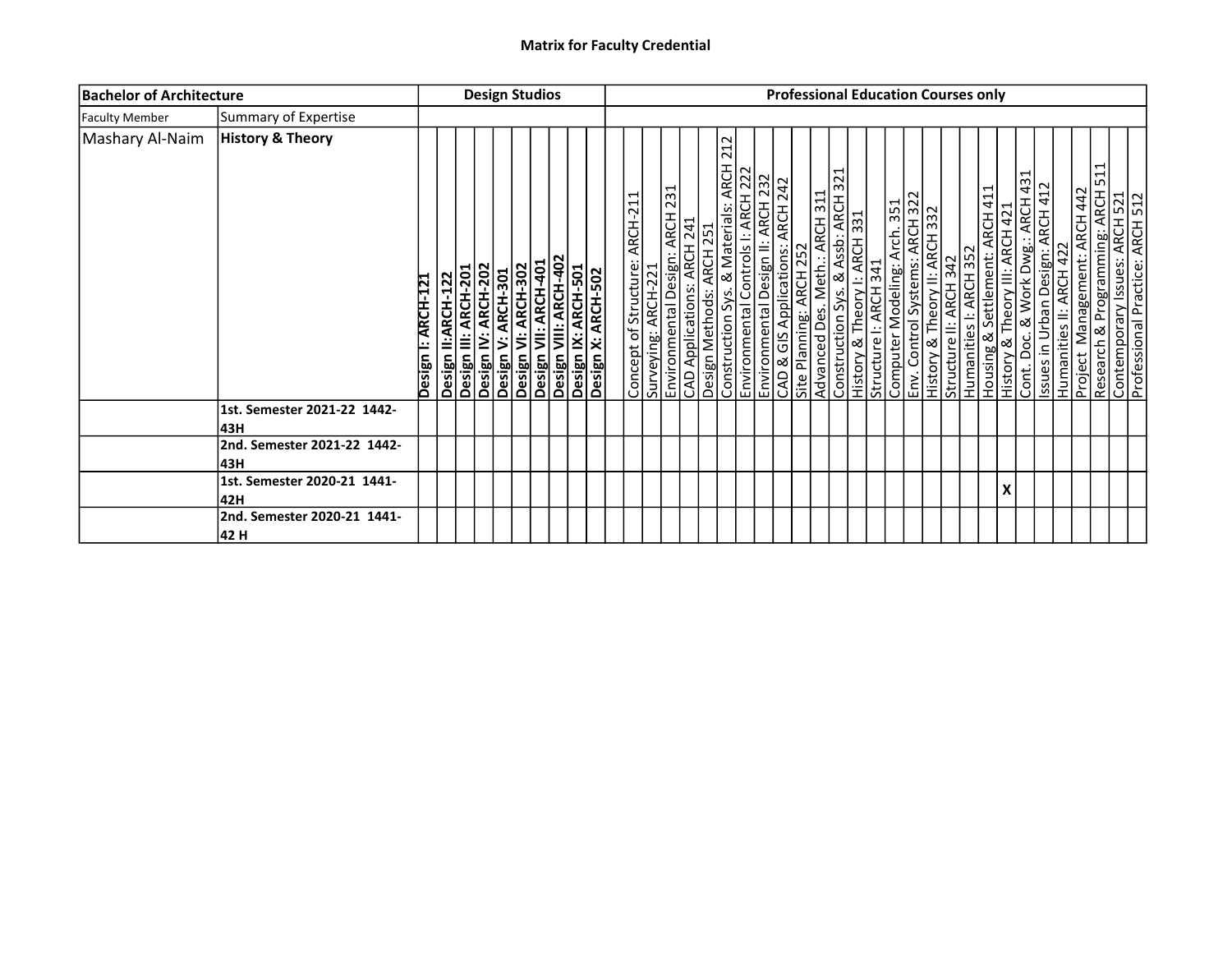**Matrix for Faculty Credential**

| Bachelor of Architecture | | Design Studios | | | | | | | | | | Professional Education Courses only | | | | | | | | | | | | | | | | | | | | | | | | | | | | |
|---|---|---|---|---|---|---|---|---|---|---|---|---|---|---|---|---|---|---|---|---|---|---|---|---|---|---|---|---|---|---|---|---|---|---|---|---|---|---|---|---|
| Faculty Member | Summary of Expertise | | | | | | | | | | | | | | | | | | | | | | | | | | | | | | | | | | | | | | | |
| Mashary Al-Naim | **History & Theory** | **Design I: ARCH-121** | **Design II:ARCH-122** | **Design III: ARCH-201** | **Design IV: ARCH-202** | **Design V: ARCH-301** | **Design VI: ARCH-302** | **Design VII: ARCH-401** | **Design VIII: ARCH-402** | **Design IX: ARCH-501** | **Design X: ARCH-502** | | Concept of Structure: ARCH-211 | Surveying: ARCH-221 | Environmental Design: ARCH 231 | CAD Applications: ARCH 241 | Design Methods: ARCH 251 | Construction Sys. & Materials: ARCH 212 | Environmental Controls I: ARCH 222 | Environmental Design II: ARCH 232 | CAD & GIS Applications: ARCH 242 | Site Planning: ARCH 252 | Advanced Des. Meth.: ARCH 311 | Construction Sys. & Assb: ARCH 321 | History & Theory I: ARCH 331 | Structure I: ARCH 341 | Computer Modeling: Arch. 351 | Env. Control Systems: ARCH 322 | History & Theory II: ARCH 332 | Structure II: ARCH 342 | Humanities I: ARCH 352 | Housing & Settlement: ARCH 411 | History & Theory III: ARCH 421 | Cont. Doc. & Work Dwg.: ARCH 431 | Issues in Urban Design: ARCH 412 | Humanities II: ARCH 422 | Project Management: ARCH 442 | Research & Programming: ARCH 511 | Contemporary Issues: ARCH 521 | Professional Practice: ARCH 512 |
| | **1st. Semester 2021-22 1442-43H** | | | | | | | | | | | | | | | | | | | | | | | | | | | | | | | | | | | | | | | |
| | **2nd. Semester 2021-22 1442-43H** | | | | | | | | | | | | | | | | | | | | | | | | | | | | | | | | | | | | | | | |
| | **1st. Semester 2020-21 1441-42H** | | | | | | | | | | | | | | | | | | | | | | | | | | | | | | | | **X** | | | | | | | |
| | **2nd. Semester 2020-21 1441-42 H** | | | | | | | | | | | | | | | | | | | | | | | | | | | | | | | | | | | | | | | |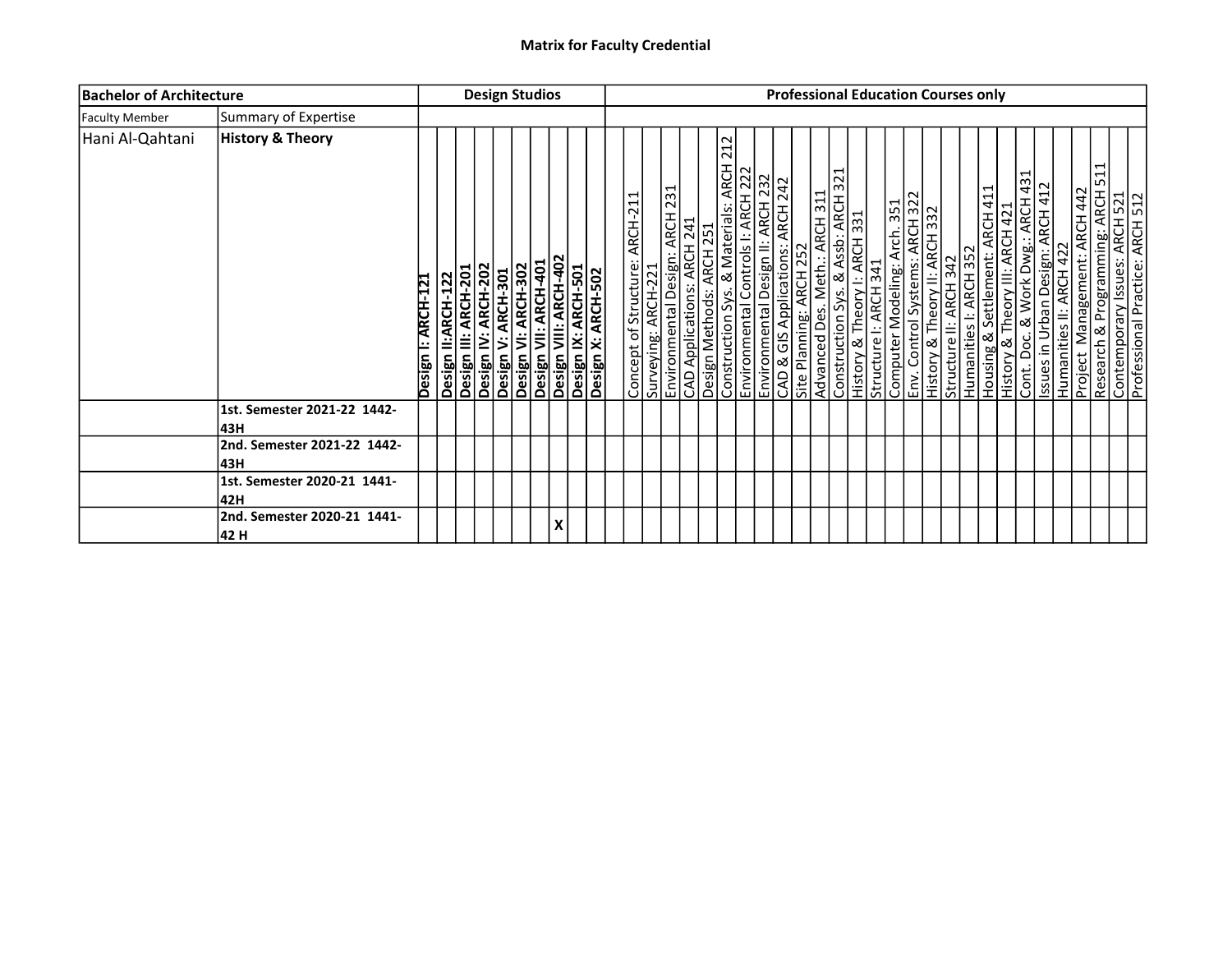**Matrix for Faculty Credential**

| **Bachelor of Architecture** | | **Design Studios** | | | | | | | | | | **Professional Education Courses only** | | | | | | | | | | | | | | | | | | | | | | | | | | | | |
|---|---|---|---|---|---|---|---|---|---|---|---|---|---|---|---|---|---|---|---|---|---|---|---|---|---|---|---|---|---|---|---|---|---|---|---|---|---|---|---|---|
| Faculty Member | Summary of Expertise | | | | | | | | | | | | | | | | | | | | | | | | | | | | | | | | | | | | | | | |
| Hani Al-Qahtani | **History & Theory** | **Design I: ARCH-121** | **Design II:ARCH-122** | **Design III: ARCH-201** | **Design IV: ARCH-202** | **Design V: ARCH-301** | **Design VI: ARCH-302** | **Design VII: ARCH-401** | **Design VIII: ARCH-402** | **Design IX: ARCH-501** | **Design X: ARCH-502** | | Concept of Structure: ARCH-211 | Surveying: ARCH-221 | Environmental Design: ARCH 231 | CAD Applications: ARCH 241 | Design Methods: ARCH 251 | Construction Sys. & Materials: ARCH 212 | Environmental Controls I: ARCH 222 | Environmental Design II: ARCH 232 | CAD & GIS Applications: ARCH 242 | Site Planning: ARCH 252 | Advanced Des. Meth.: ARCH 311 | Construction Sys. & Assb: ARCH 321 | History & Theory I: ARCH 331 | Structure I: ARCH 341 | Computer Modeling: Arch. 351 | Env. Control Systems: ARCH 322 | History & Theory II: ARCH 332 | Structure II: ARCH 342 | Humanities I: ARCH 352 | Housing & Settlement: ARCH 411 | History & Theory III: ARCH 421 | Cont. Doc. & Work Dwg.: ARCH 431 | Issues in Urban Design: ARCH 412 | Humanities II: ARCH 422 | Project Management: ARCH 442 | Research & Programming: ARCH 511 | Contemporary Issues: ARCH 521 | Professional Practice: ARCH 512 |
| | **1st. Semester 2021-22 1442-43H** | | | | | | | | | | | | | | | | | | | | | | | | | | | | | | | | | | | | | | | |
| | **2nd. Semester 2021-22 1442-43H** | | | | | | | | | | | | | | | | | | | | | | | | | | | | | | | | | | | | | | | |
| | **1st. Semester 2020-21 1441-42H** | | | | | | | | | | | | | | | | | | | | | | | | | | | | | | | | | | | | | | | |
| | **2nd. Semester 2020-21 1441-42 H** | | | | | | | | **X** | | | | | | | | | | | | | | | | | | | | | | | | | | | | | | | |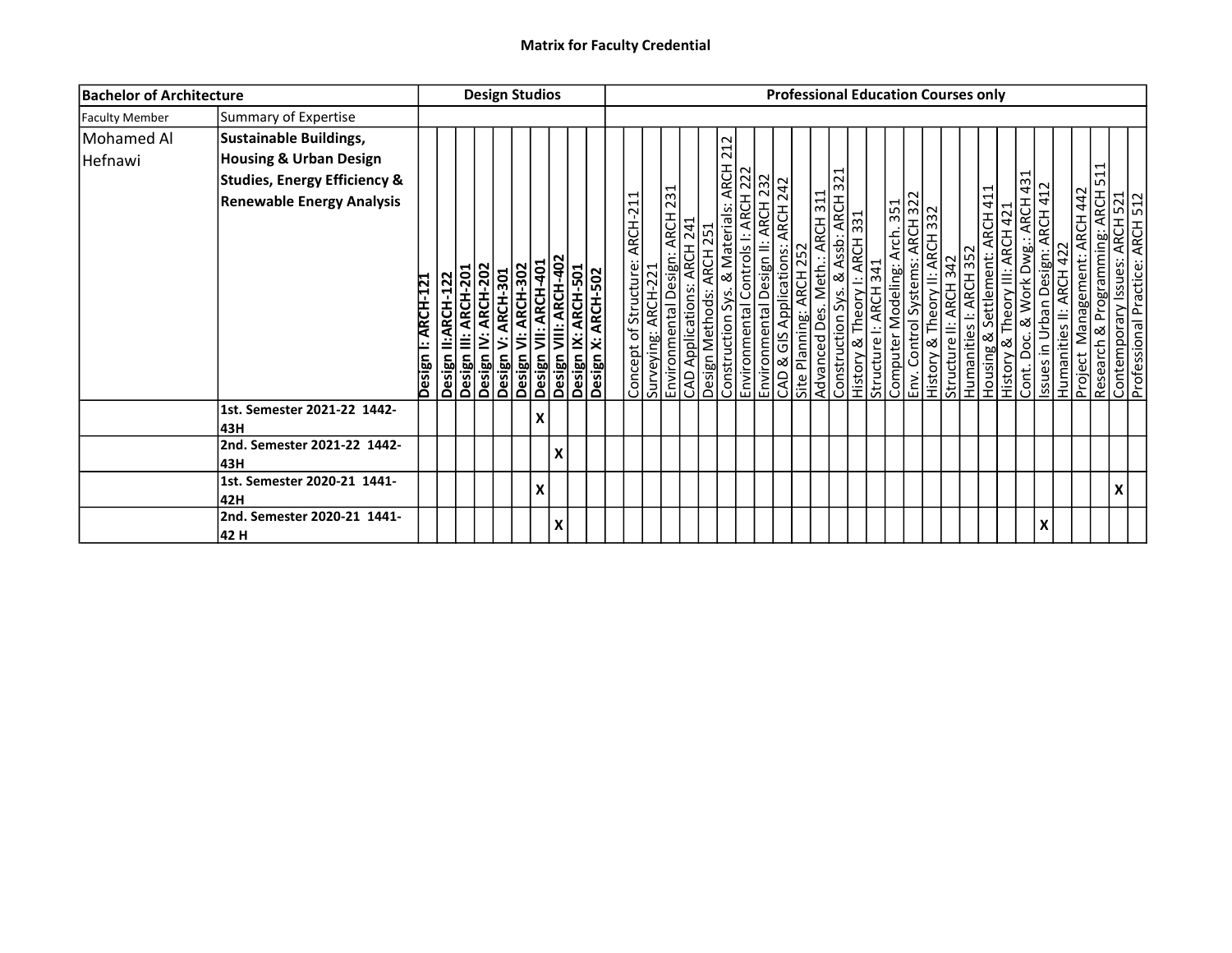## Matrix for Faculty Credential

| Bachelor of Architecture | | Design Studios | | | | | | | | | | | Professional Education Courses only | | | | | | | | | | | | | | | | | | | | | | | | | | | |
|---|---|---|---|---|---|---|---|---|---|---|---|---|---|---|---|---|---|---|---|---|---|---|---|---|---|---|---|---|---|---|---|---|---|---|---|---|---|---|---|---|
| Faculty Member | Summary of Expertise | | | | | | | | | | | | | | | | | | | | | | | | | | | | | | | | | | | | | | | |
| Mohamed Al Hefnawi | **Sustainable Buildings, Housing & Urban Design Studies, Energy Efficiency & Renewable Energy Analysis** | **Design I: ARCH-121** | **Design II:ARCH-122** | **Design III: ARCH-201** | **Design IV: ARCH-202** | **Design V: ARCH-301** | **Design VI: ARCH-302** | **Design VII: ARCH-401** | **Design VIII: ARCH-402** | **Design IX: ARCH-501** | **Design X: ARCH-502** | | Concept of Structure: ARCH-211 | Surveying: ARCH-221 | Environmental Design: ARCH 231 | CAD Applications: ARCH 241 | Design Methods: ARCH 251 | Construction Sys. & Materials: ARCH 212 | Environmental Controls I: ARCH 222 | Environmental Design II: ARCH 232 | CAD & GIS Applications: ARCH 242 | Site Planning: ARCH 252 | Advanced Des. Meth.: ARCH 311 | Construction Sys. & Assb: ARCH 321 | History & Theory I: ARCH 331 | Structure I: ARCH 341 | Computer Modeling: Arch. 351 | Env. Control Systems: ARCH 322 | History & Theory II: ARCH 332 | Structure II: ARCH 342 | Humanities I: ARCH 352 | Housing & Settlement: ARCH 411 | History & Theory III: ARCH 421 | Cont. Doc. & Work Dwg.: ARCH 431 | Issues in Urban Design: ARCH 412 | Humanities II: ARCH 422 | Project Management: ARCH 442 | Research & Programming: ARCH 511 | Contemporary Issues: ARCH 521 | Professional Practice: ARCH 512 |
| | **1st. Semester 2021-22 1442-43H** | | | | | | | X | | | | | | | | | | | | | | | | | | | | | | | | | | | | | | | | |
| | **2nd. Semester 2021-22 1442-43H** | | | | | | | | X | | | | | | | | | | | | | | | | | | | | | | | | | | | | | | | |
| | **1st. Semester 2020-21 1441-42H** | | | | | | | X | | | | | | | | | | | | | | | | | | | | | | | | | | | | | | | X | |
| | **2nd. Semester 2020-21 1441-42 H** | | | | | | | | X | | | | | | | | | | | | | | | | | | | | | | | | | | X | | | | | |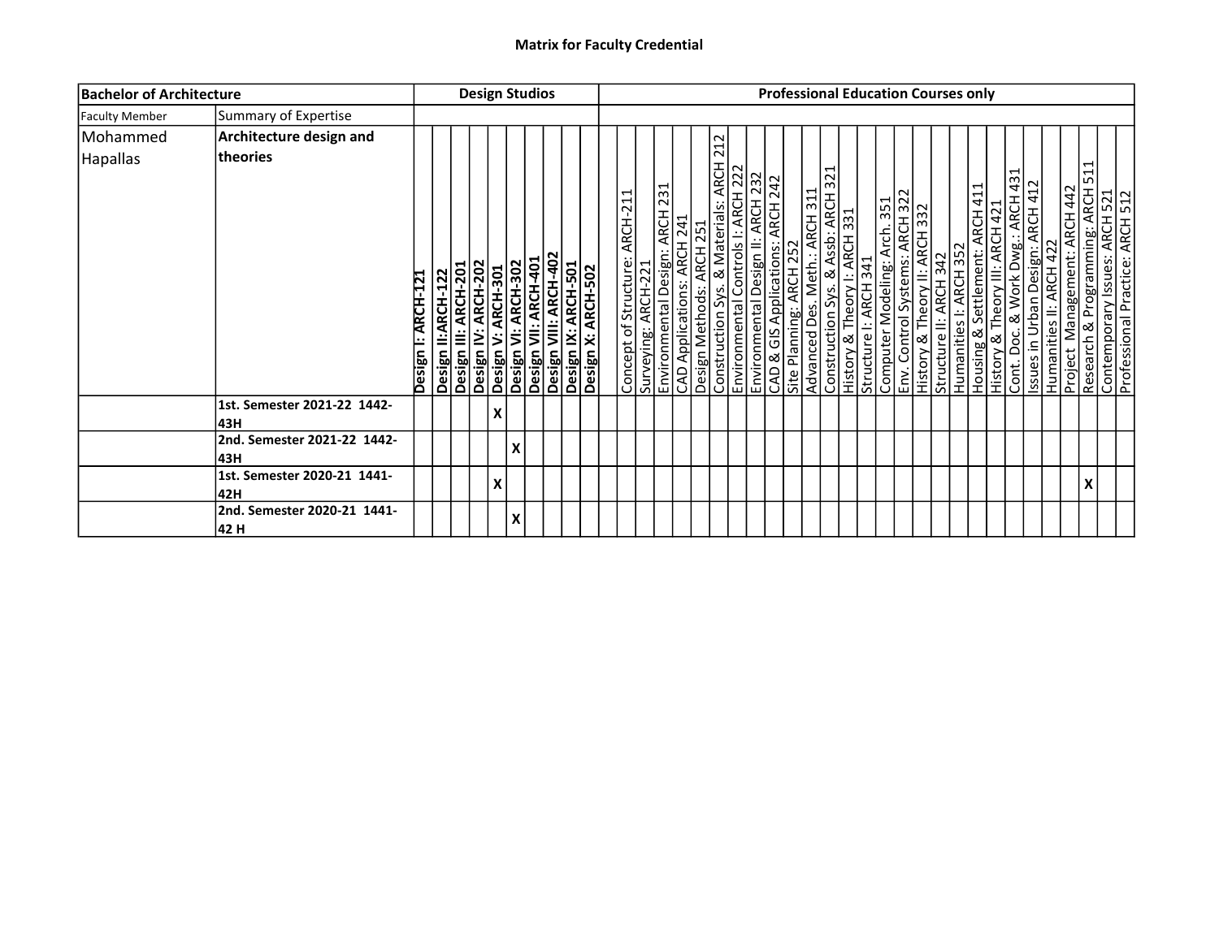# Matrix for Faculty Credential

| Bachelor of Architecture | | Design Studios | | | | | | | | | | | Professional Education Courses only | | | | | | | | | | | | | | | | | | | | | | | | | | | |
|---|---|---|---|---|---|---|---|---|---|---|---|---|---|---|---|---|---|---|---|---|---|---|---|---|---|---|---|---|---|---|---|---|---|---|---|---|---|---|---|---|
| Faculty Member | Summary of Expertise | | | | | | | | | | | | | | | | | | | | | | | | | | | | | | | | | | | | | | | |
| Mohammed Hapallas | **Architecture design and theories** | **Design I: ARCH-121** | **Design II:ARCH-122** | **Design III: ARCH-201** | **Design IV: ARCH-202** | **Design V: ARCH-301** | **Design VI: ARCH-302** | **Design VII: ARCH-401** | **Design VIII: ARCH-402** | **Design IX: ARCH-501** | **Design X: ARCH-502** | | Concept of Structure: ARCH-211 | Surveying: ARCH-221 | Environmental Design: ARCH 231 | CAD Applications: ARCH 241 | Design Methods: ARCH 251 | Construction Sys. & Materials: ARCH 212 | Environmental Controls I: ARCH 222 | Environmental Design II: ARCH 232 | CAD & GIS Applications: ARCH 242 | Site Planning: ARCH 252 | Advanced Des. Meth.: ARCH 311 | Construction Sys. & Assb: ARCH 321 | History & Theory I: ARCH 331 | Structure I: ARCH 341 | Computer Modeling: Arch. 351 | Env. Control Systems: ARCH 322 | History & Theory II: ARCH 332 | Structure II: ARCH 342 | Humanities I: ARCH 352 | Housing & Settlement: ARCH 411 | History & Theory III: ARCH 421 | Cont. Doc. & Work Dwg.: ARCH 431 | Issues in Urban Design: ARCH 412 | Humanities II: ARCH 422 | Project Management: ARCH 442 | Research & Programming: ARCH 511 | Contemporary Issues: ARCH 521 | Professional Practice: ARCH 512 |
| | **1st. Semester 2021-22 1442-43H** | | | | | X | | | | | | | | | | | | | | | | | | | | | | | | | | | | | | | | | | |
| | **2nd. Semester 2021-22 1442-43H** | | | | | | X | | | | | | | | | | | | | | | | | | | | | | | | | | | | | | | | | |
| | **1st. Semester 2020-21 1441-42H** | | | | | X | | | | | | | | | | | | | | | | | | | | | | | | | | | | | | | | X | | |
| | **2nd. Semester 2020-21 1441-42 H** | | | | | | X | | | | | | | | | | | | | | | | | | | | | | | | | | | | | | | | | |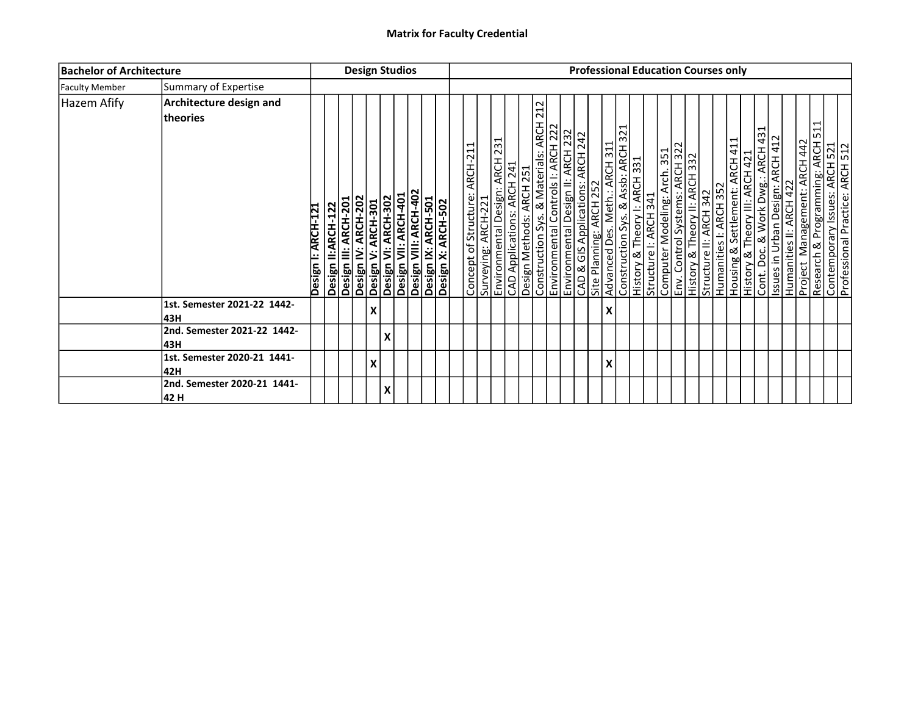**Matrix for Faculty Credential**

| Bachelor of Architecture | | Design Studios | | | | | | | | | | Professional Education Courses only | | | | | | | | | | | | | | | | | | | | | | | | | | | |
|---|---|---|---|---|---|---|---|---|---|---|---|---|---|---|---|---|---|---|---|---|---|---|---|---|---|---|---|---|---|---|---|---|---|---|---|---|---|---|---|
| Faculty Member | Summary of Expertise | | | | | | | | | | | | | | | | | | | | | | | | | | | | | | | | | | | | | | |
| Hazem Afify | **Architecture design and theories** | **Design I: ARCH-121** | **Design II:ARCH-122** | **Design III: ARCH-201** | **Design IV: ARCH-202** | **Design V: ARCH-301** | **Design VI: ARCH-302** | **Design VII: ARCH-401** | **Design VIII: ARCH-402** | **Design IX: ARCH-501** | **Design X: ARCH-502** | Concept of Structure: ARCH-211 | Surveying: ARCH-221 | Environmental Design: ARCH 231 | CAD Applications: ARCH 241 | Design Methods: ARCH 251 | Construction Sys. & Materials: ARCH 212 | Environmental Controls I: ARCH 222 | Environmental Design II: ARCH 232 | CAD & GIS Applications: ARCH 242 | Site Planning: ARCH 252 | Advanced Des. Meth.: ARCH 311 | Construction Sys. & Assb: ARCH 321 | History & Theory I: ARCH 331 | Structure I: ARCH 341 | Computer Modeling: Arch. 351 | Env. Control Systems: ARCH 322 | History & Theory II: ARCH 332 | Structure II: ARCH 342 | Humanities I: ARCH 352 | Housing & Settlement: ARCH 411 | History & Theory III: ARCH 421 | Cont. Doc. & Work Dwg.: ARCH 431 | Issues in Urban Design: ARCH 412 | Humanities II: ARCH 422 | Project Management: ARCH 442 | Research & Programming: ARCH 511 | Contemporary Issues: ARCH 521 | Professional Practice: ARCH 512 |
| | **1st. Semester 2021-22 1442-43H** | | | | | X | | | | | | | | | | | | | | | | X | | | | | | | | | | | | | | | | | |
| | **2nd. Semester 2021-22 1442-43H** | | | | | | X | | | | | | | | | | | | | | | | | | | | | | | | | | | | | | | | |
| | **1st. Semester 2020-21 1441-42H** | | | | | X | | | | | | | | | | | | | | | | X | | | | | | | | | | | | | | | | | |
| | **2nd. Semester 2020-21 1441-42 H** | | | | | | X | | | | | | | | | | | | | | | | | | | | | | | | | | | | | | | | |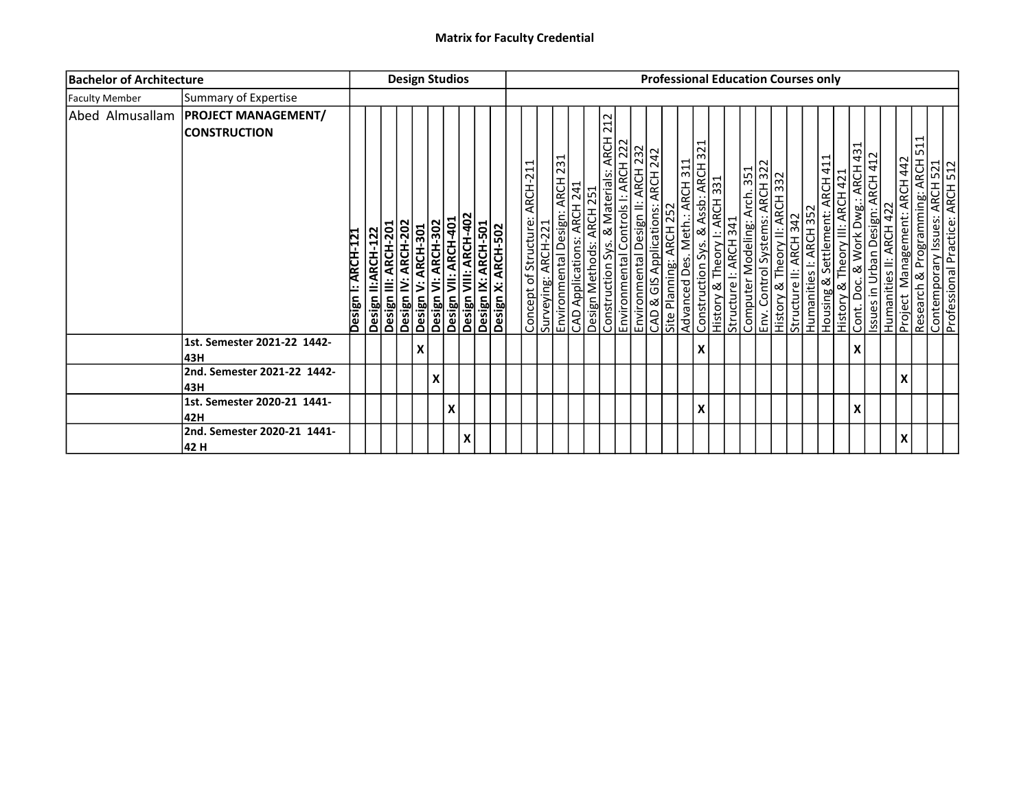**Matrix for Faculty Credential**

| Bachelor of Architecture | | Design Studios | | | | | | | | | | Professional Education Courses only | | | | | | | | | | | | | | | | | | | | | | | | | | | |
|---|---|---|---|---|---|---|---|---|---|---|---|---|---|---|---|---|---|---|---|---|---|---|---|---|---|---|---|---|---|---|---|---|---|---|---|---|---|---|---|
| Faculty Member | Summary of Expertise | | | | | | | | | | | | | | | | | | | | | | | | | | | | | | | | | | | | | | |
| Abed Almusallam | **PROJECT MANAGEMENT/ CONSTRUCTION** | **Design I: ARCH-121** | **Design II:ARCH-122** | **Design III: ARCH-201** | **Design IV: ARCH-202** | **Design V: ARCH-301** | **Design VI: ARCH-302** | **Design VII: ARCH-401** | **Design VIII: ARCH-402** | **Design IX: ARCH-501** | **Design X: ARCH-502** | Concept of Structure: ARCH-211 | Surveying: ARCH-221 | Environmental Design: ARCH 231 | CAD Applications: ARCH 241 | Design Methods: ARCH 251 | Construction Sys. & Materials: ARCH 212 | Environmental Controls I: ARCH 222 | Environmental Design II: ARCH 232 | CAD & GIS Applications: ARCH 242 | Site Planning: ARCH 252 | Advanced Des. Meth.: ARCH 311 | Construction Sys. & Assb: ARCH 321 | History & Theory I: ARCH 331 | Structure I: ARCH 341 | Computer Modeling: Arch. 351 | Env. Control Systems: ARCH 322 | History & Theory II: ARCH 332 | Structure II: ARCH 342 | Humanities I: ARCH 352 | Housing & Settlement: ARCH 411 | History & Theory III: ARCH 421 | Cont. Doc. & Work Dwg.: ARCH 431 | Issues in Urban Design: ARCH 412 | Humanities II: ARCH 422 | Project Management: ARCH 442 | Research & Programming: ARCH 511 | Contemporary Issues: ARCH 521 | Professional Practice: ARCH 512 |
| | **1st. Semester 2021-22 1442-43H** | | | | | X | | | | | | | | | | | | | | | | | X | | | | | | | | | | X | | | | | | |
| | **2nd. Semester 2021-22 1442-43H** | | | | | | X | | | | | | | | | | | | | | | | | | | | | | | | | | | | | X | | | |
| | **1st. Semester 2020-21 1441-42H** | | | | | | | X | | | | | | | | | | | | | | | X | | | | | | | | | | X | | | | | | |
| | **2nd. Semester 2020-21 1441-42 H** | | | | | | | | X | | | | | | | | | | | | | | | | | | | | | | | | | | | X | | | |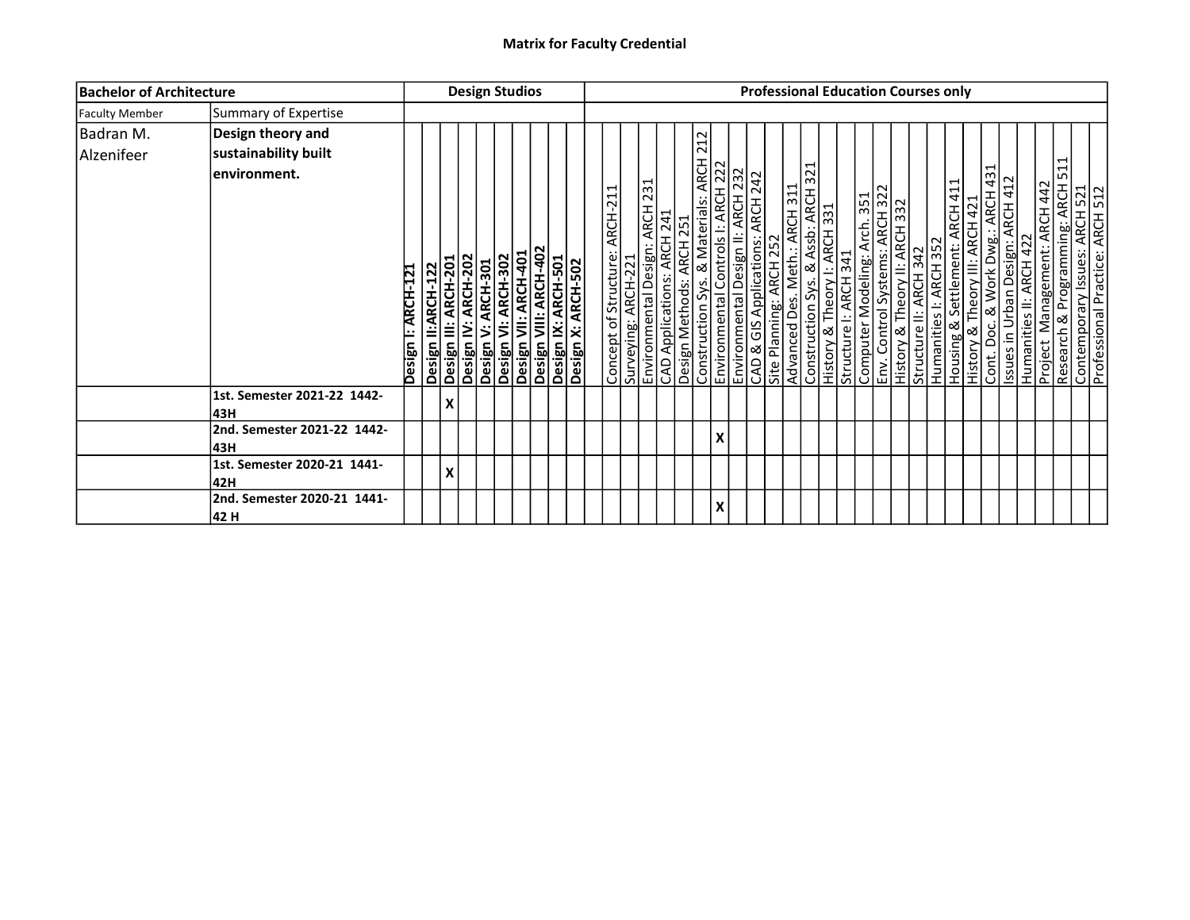**Matrix for Faculty Credential**

| **Bachelor of Architecture** | | **Design Studios** | | | | | | | | | | **Professional Education Courses only** | | | | | | | | | | | | | | | | | | | | | | | | | | | |
|---|---|---|---|---|---|---|---|---|---|---|---|---|---|---|---|---|---|---|---|---|---|---|---|---|---|---|---|---|---|---|---|---|---|---|---|---|---|---|---|
| Faculty Member | Summary of Expertise | | | | | | | | | | | | | | | | | | | | | | | | | | | | | | | | | | | | | | |
| Badran M. Alzenifeer | **Design theory and sustainability built environment.** | **Design I: ARCH-121** | **Design II:ARCH-122** | **Design III: ARCH-201** | **Design IV: ARCH-202** | **Design V: ARCH-301** | **Design VI: ARCH-302** | **Design VII: ARCH-401** | **Design VIII: ARCH-402** | **Design IX: ARCH-501** | **Design X: ARCH-502** | Concept of Structure: ARCH-211 | Surveying: ARCH-221 | Environmental Design: ARCH 231 | CAD Applications: ARCH 241 | Design Methods: ARCH 251 | Construction Sys. & Materials: ARCH 212 | Environmental Controls I: ARCH 222 | Environmental Design II: ARCH 232 | CAD & GIS Applications: ARCH 242 | Site Planning: ARCH 252 | Advanced Des. Meth.: ARCH 311 | Construction Sys. & Assb: ARCH 321 | History & Theory I: ARCH 331 | Structure I: ARCH 341 | Computer Modeling: Arch. 351 | Env. Control Systems: ARCH 322 | History & Theory II: ARCH 332 | Structure II: ARCH 342 | Humanities I: ARCH 352 | Housing & Settlement: ARCH 411 | History & Theory III: ARCH 421 | Cont. Doc. & Work Dwg.: ARCH 431 | Issues in Urban Design: ARCH 412 | Humanities II: ARCH 422 | Project Management: ARCH 442 | Research & Programming: ARCH 511 | Contemporary Issues: ARCH 521 | Professional Practice: ARCH 512 |
| | **1st. Semester 2021-22 1442-43H** | | | **X** | | | | | | | | | | | | | | | | | | | | | | | | | | | | | | | | | | | |
| | **2nd. Semester 2021-22 1442-43H** | | | | | | | | | | | | | | | | | **X** | | | | | | | | | | | | | | | | | | | | | |
| | **1st. Semester 2020-21 1441-42H** | | | **X** | | | | | | | | | | | | | | | | | | | | | | | | | | | | | | | | | | | |
| | **2nd. Semester 2020-21 1441-42 H** | | | | | | | | | | | | | | | | | **X** | | | | | | | | | | | | | | | | | | | | | |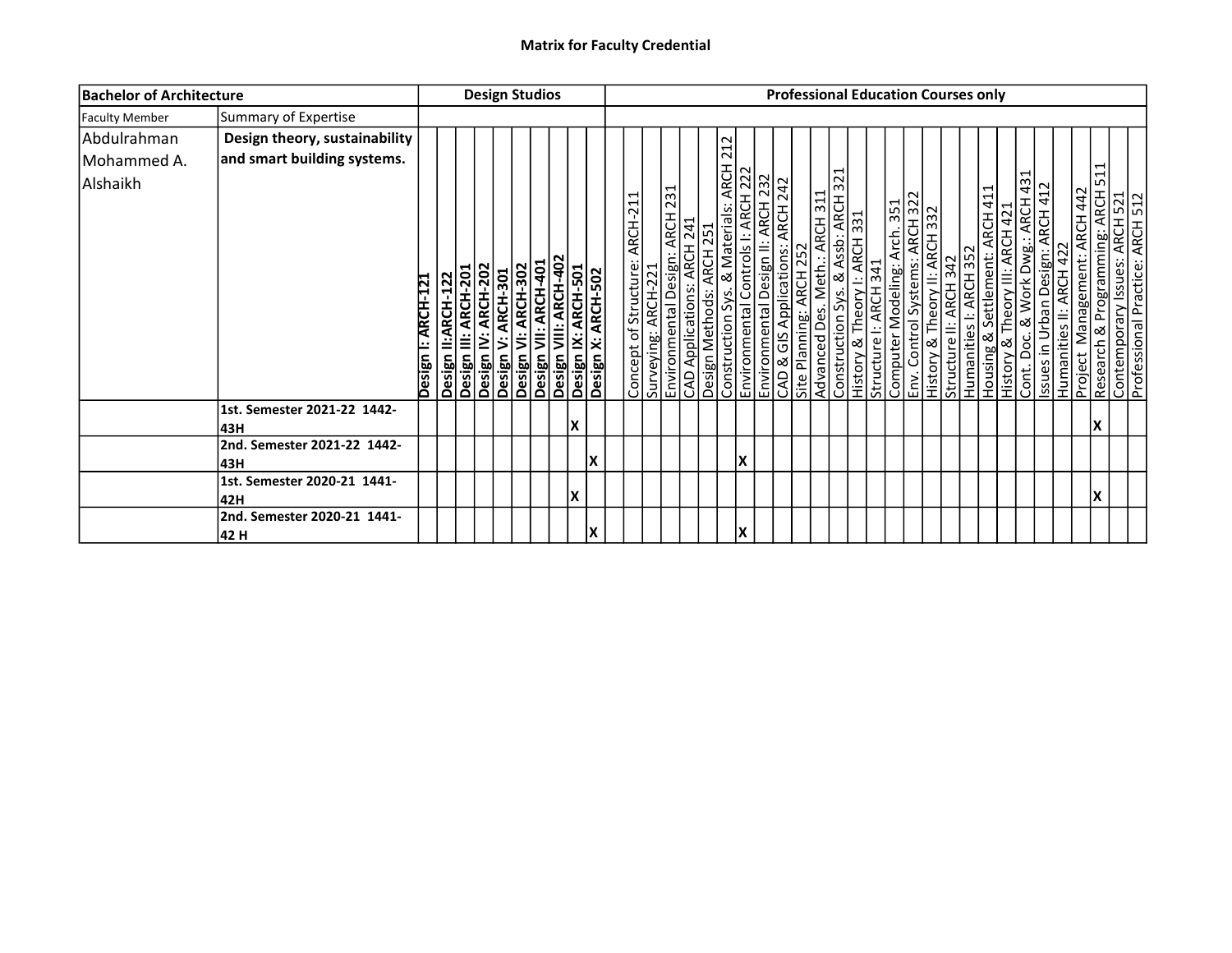**Matrix for Faculty Credential**

| Bachelor of Architecture | | Design Studios | | | | | | | | | | Professional Education Courses only | | | | | | | | | | | | | | | | | | | | | | | | | | | | |
|---|---|---|---|---|---|---|---|---|---|---|---|---|---|---|---|---|---|---|---|---|---|---|---|---|---|---|---|---|---|---|---|---|---|---|---|---|---|---|---|---|
| Faculty Member | Summary of Expertise | | | | | | | | | | | | | | | | | | | | | | | | | | | | | | | | | | | | | | | |
| Abdulrahman Mohammed A. Alshaikh | **Design theory, sustainability and smart building systems.** | **Design I: ARCH-121** | **Design II:ARCH-122** | **Design III: ARCH-201** | **Design IV: ARCH-202** | **Design V: ARCH-301** | **Design VI: ARCH-302** | **Design VII: ARCH-401** | **Design VIII: ARCH-402** | **Design IX: ARCH-501** | **Design X: ARCH-502** | | Concept of Structure: ARCH-211 | Surveying: ARCH-221 | Environmental Design: ARCH 231 | CAD Applications: ARCH 241 | Design Methods: ARCH 251 | Construction Sys. & Materials: ARCH 212 | Environmental Controls I: ARCH 222 | Environmental Design II: ARCH 232 | CAD & GIS Applications: ARCH 242 | Site Planning: ARCH 252 | Advanced Des. Meth.: ARCH 311 | Construction Sys. & Assb: ARCH 321 | History & Theory I: ARCH 331 | Structure I: ARCH 341 | Computer Modeling: Arch. 351 | Env. Control Systems: ARCH 322 | History & Theory II: ARCH 332 | Structure II: ARCH 342 | Humanities I: ARCH 352 | Housing & Settlement: ARCH 411 | History & Theory III: ARCH 421 | Cont. Doc. & Work Dwg.: ARCH 431 | Issues in Urban Design: ARCH 412 | Humanities II: ARCH 422 | Project Management: ARCH 442 | Research & Programming: ARCH 511 | Contemporary Issues: ARCH 521 | Professional Practice: ARCH 512 |
| | **1st. Semester 2021-22 1442-43H** | | | | | | | | | **X** | | | | | | | | | | | | | | | | | | | | | | | | | | | | **X** | | |
| | **2nd. Semester 2021-22 1442-43H** | | | | | | | | | | **X** | | | | | | | | **X** | | | | | | | | | | | | | | | | | | | | | |
| | **1st. Semester 2020-21 1441-42H** | | | | | | | | | **X** | | | | | | | | | | | | | | | | | | | | | | | | | | | | **X** | | |
| | **2nd. Semester 2020-21 1441-42 H** | | | | | | | | | | **X** | | | | | | | | **X** | | | | | | | | | | | | | | | | | | | | | |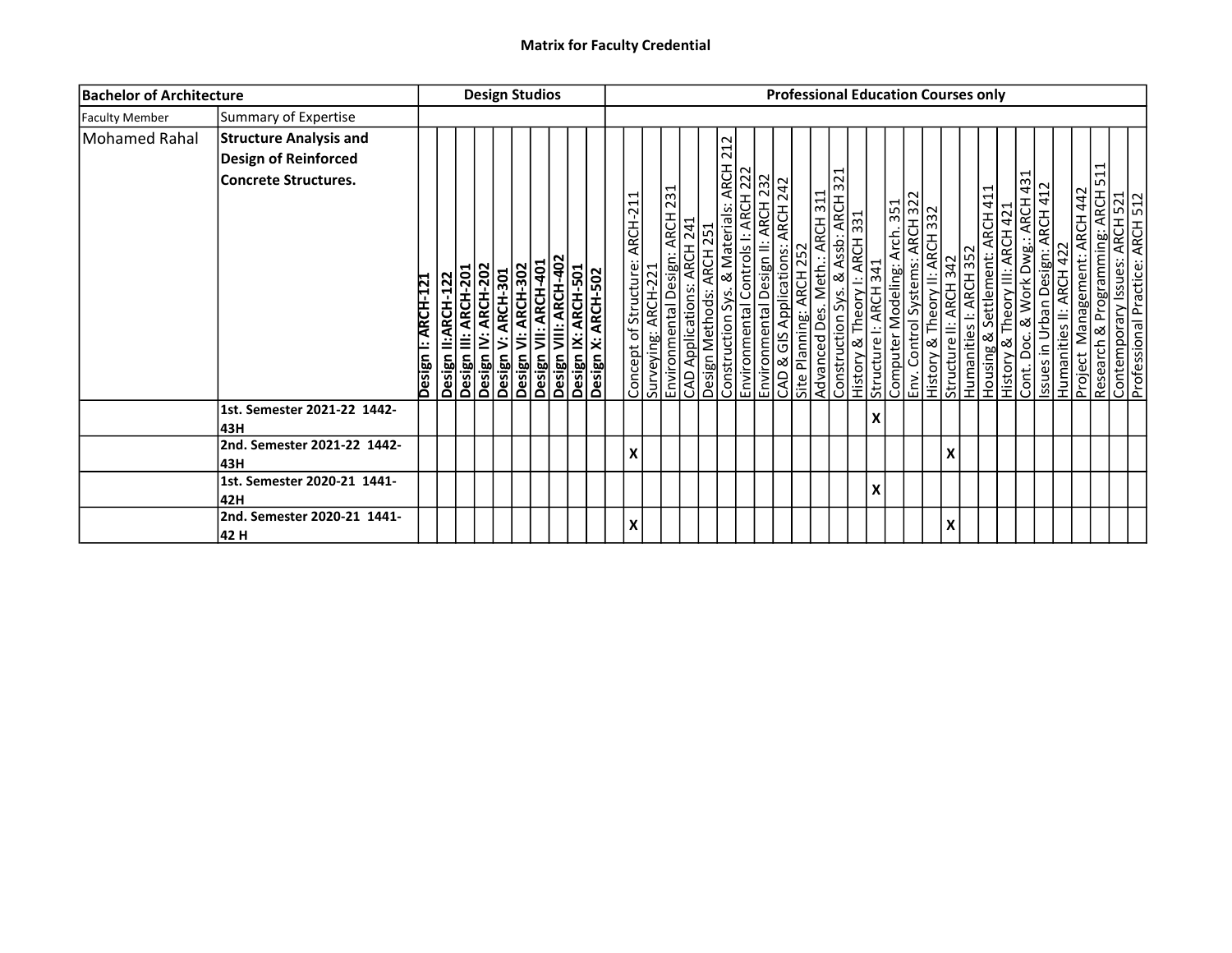# Matrix for Faculty Credential

| Bachelor of Architecture | | Design Studios | | | | | | | | | | | Professional Education Courses only | | | | | | | | | | | | | | | | | | | | | | | | | | | |
|---|---|---|---|---|---|---|---|---|---|---|---|---|---|---|---|---|---|---|---|---|---|---|---|---|---|---|---|---|---|---|---|---|---|---|---|---|---|---|---|---|
| Faculty Member | Summary of Expertise | | | | | | | | | | | | | | | | | | | | | | | | | | | | | | | | | | | | | | | |
| Mohamed Rahal | **Structure Analysis and Design of Reinforced Concrete Structures.** | **Design I: ARCH-121** | **Design II:ARCH-122** | **Design III: ARCH-201** | **Design IV: ARCH-202** | **Design V: ARCH-301** | **Design VI: ARCH-302** | **Design VII: ARCH-401** | **Design VIII: ARCH-402** | **Design IX: ARCH-501** | **Design X: ARCH-502** | | Concept of Structure: ARCH-211 | Surveying: ARCH-221 | Environmental Design: ARCH 231 | CAD Applications: ARCH 241 | Design Methods: ARCH 251 | Construction Sys. & Materials: ARCH 212 | Environmental Controls I: ARCH 222 | Environmental Design II: ARCH 232 | CAD & GIS Applications: ARCH 242 | Site Planning: ARCH 252 | Advanced Des. Meth.: ARCH 311 | Construction Sys. & Assb: ARCH 321 | History & Theory I: ARCH 331 | Structure I: ARCH 341 | Computer Modeling: Arch. 351 | Env. Control Systems: ARCH 322 | History & Theory II: ARCH 332 | Structure II: ARCH 342 | Humanities I: ARCH 352 | Housing & Settlement: ARCH 411 | History & Theory III: ARCH 421 | Cont. Doc. & Work Dwg.: ARCH 431 | Issues in Urban Design: ARCH 412 | Humanities II: ARCH 422 | Project Management: ARCH 442 | Research & Programming: ARCH 511 | Contemporary Issues: ARCH 521 | Professional Practice: ARCH 512 |
| | **1st. Semester 2021-22 1442-43H** | | | | | | | | | | | | | | | | | | | | | | | | | X | | | | | | | | | | | | | | |
| | **2nd. Semester 2021-22 1442-43H** | | | | | | | | | | | | X | | | | | | | | | | | | | | | | | X | | | | | | | | | | |
| | **1st. Semester 2020-21 1441-42H** | | | | | | | | | | | | | | | | | | | | | | | | | X | | | | | | | | | | | | | | |
| | **2nd. Semester 2020-21 1441-42 H** | | | | | | | | | | | | X | | | | | | | | | | | | | | | | | X | | | | | | | | | | |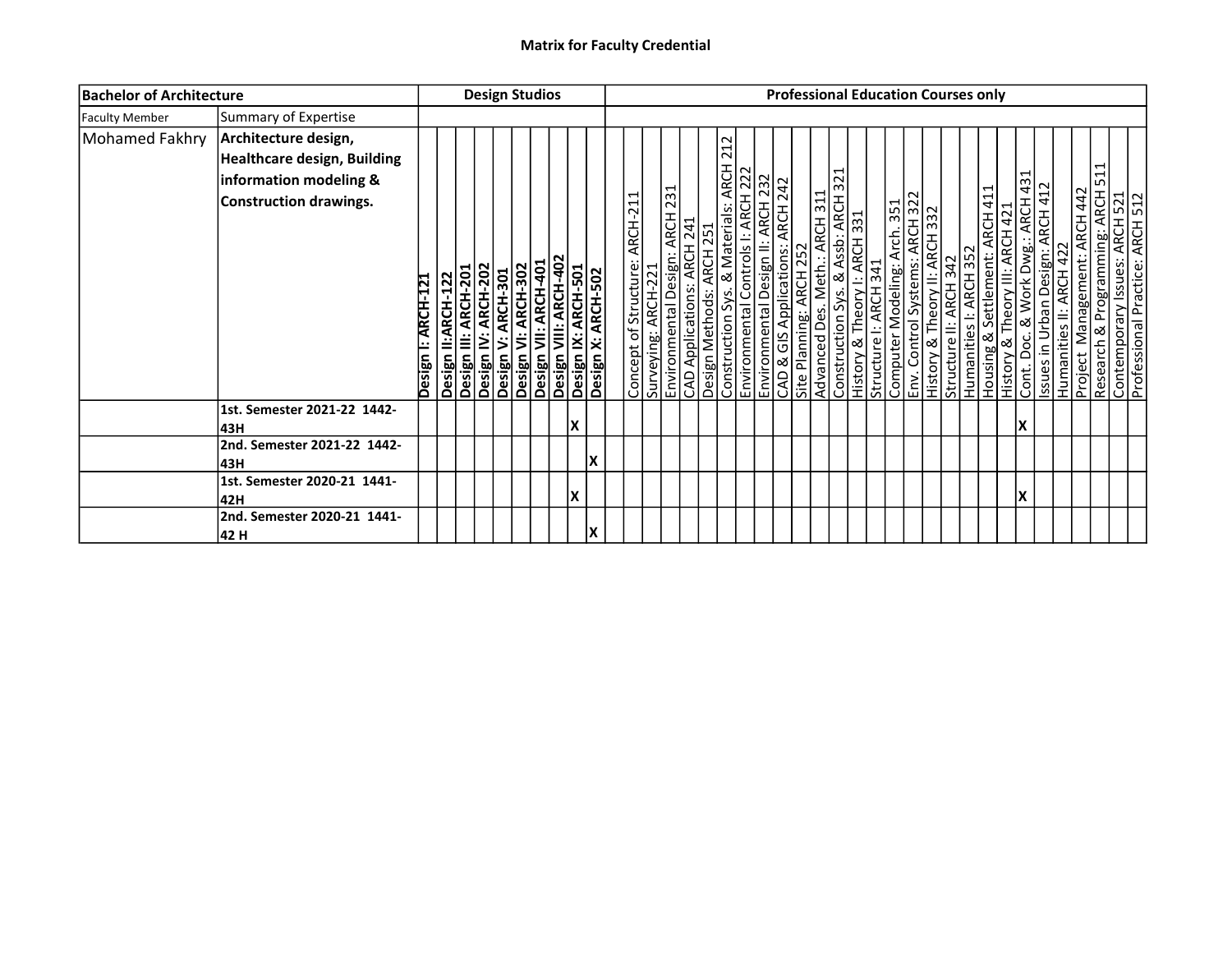# Matrix for Faculty Credential

| Bachelor of Architecture | | Design Studios | | | | | | | | | | Professional Education Courses only | | | | | | | | | | | | | | | | | | | | | | | | | | | | | | | |
|---|---|---|---|---|---|---|---|---|---|---|---|---|---|---|---|---|---|---|---|---|---|---|---|---|---|---|---|---|---|---|---|---|---|---|---|---|---|---|---|---|---|---|---|
| Faculty Member | Summary of Expertise | | | | | | | | | | | | | | | | | | | | | | | | | | | | | | | | | | | | | | | | | | |
| Mohamed Fakhry | **Architecture design, Healthcare design, Building information modeling & Construction drawings.** | **Design I: ARCH-121** | **Design II:ARCH-122** | **Design III: ARCH-201** | **Design IV: ARCH-202** | **Design V: ARCH-301** | **Design VI: ARCH-302** | **Design VII: ARCH-401** | **Design VIII: ARCH-402** | **Design IX: ARCH-501** | **Design X: ARCH-502** | | Concept of Structure: ARCH-211 | Surveying: ARCH-221 | Environmental Design: ARCH 231 | CAD Applications: ARCH 241 | Design Methods: ARCH 251 | Construction Sys. & Materials: ARCH 212 | Environmental Controls I: ARCH 222 | Environmental Design II: ARCH 232 | CAD & GIS Applications: ARCH 242 | Site Planning: ARCH 252 | Advanced Des. Meth.: ARCH 311 | Construction Sys. & Assb: ARCH 321 | History & Theory I: ARCH 331 | Structure I: ARCH 341 | Computer Modeling: Arch. 351 | Env. Control Systems: ARCH 322 | History & Theory II: ARCH 332 | Structure II: ARCH 342 | Humanities I: ARCH 352 | Housing & Settlement: ARCH 411 | History & Theory III: ARCH 421 | Cont. Doc. & Work Dwg.: ARCH 431 | Issues in Urban Design: ARCH 412 | Humanities II: ARCH 422 | Project Management: ARCH 442 | Research & Programming: ARCH 511 | Contemporary Issues: ARCH 521 | Professional Practice: ARCH 512 |
| | **1st. Semester 2021-22 1442-43H** | | | | | | | | | X | | | | | | | | | | | | | | | | | | | | | | | | X | | | | | | |
| | **2nd. Semester 2021-22 1442-43H** | | | | | | | | | | X | | | | | | | | | | | | | | | | | | | | | | | | | | | | | |
| | **1st. Semester 2020-21 1441-42H** | | | | | | | | | X | | | | | | | | | | | | | | | | | | | | | | | | X | | | | | | |
| | **2nd. Semester 2020-21 1441-42 H** | | | | | | | | | | X | | | | | | | | | | | | | | | | | | | | | | | | | | | | | |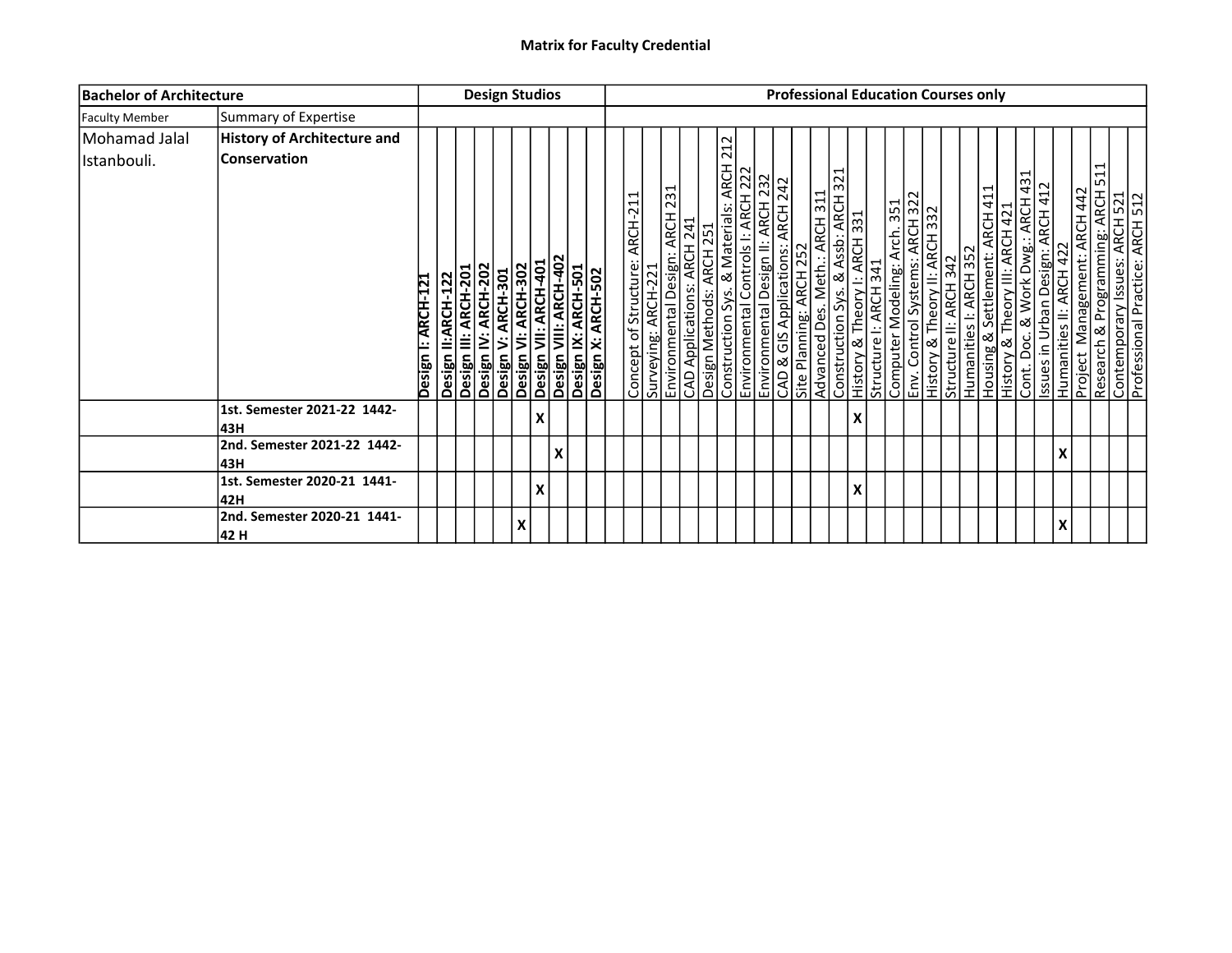# Matrix for Faculty Credential

| Bachelor of Architecture | | Design Studios | | | | | | | | | | Professional Education Courses only | | | | | | | | | | | | | | | | | | | | | | | | | | | |
|---|---|---|---|---|---|---|---|---|---|---|---|---|---|---|---|---|---|---|---|---|---|---|---|---|---|---|---|---|---|---|---|---|---|---|---|---|---|---|---|
| Faculty Member | Summary of Expertise | | | | | | | | | | | | | | | | | | | | | | | | | | | | | | | | | | | | | | |
| Mohamad Jalal Istanbouli. | **History of Architecture and Conservation** | **Design I: ARCH-121** | **Design II:ARCH-122** | **Design III: ARCH-201** | **Design IV: ARCH-202** | **Design V: ARCH-301** | **Design VI: ARCH-302** | **Design VII: ARCH-401** | **Design VIII: ARCH-402** | **Design IX: ARCH-501** | **Design X: ARCH-502** | Concept of Structure: ARCH-211 | Surveying: ARCH-221 | Environmental Design: ARCH 231 | CAD Applications: ARCH 241 | Design Methods: ARCH 251 | Construction Sys. & Materials: ARCH 212 | Environmental Controls I: ARCH 222 | Environmental Design II: ARCH 232 | CAD & GIS Applications: ARCH 242 | Site Planning: ARCH 252 | Advanced Des. Meth.: ARCH 311 | Construction Sys. & Assb: ARCH 321 | History & Theory I: ARCH 331 | Structure I: ARCH 341 | Computer Modeling: Arch. 351 | Env. Control Systems: ARCH 322 | History & Theory II: ARCH 332 | Structure II: ARCH 342 | Humanities I: ARCH 352 | Housing & Settlement: ARCH 411 | History & Theory III: ARCH 421 | Cont. Doc. & Work Dwg.: ARCH 431 | Issues in Urban Design: ARCH 412 | Humanities II: ARCH 422 | Project Management: ARCH 442 | Research & Programming: ARCH 511 | Contemporary Issues: ARCH 521 | Professional Practice: ARCH 512 |
| | **1st. Semester 2021-22 1442-43H** | | | | | | | X | | | | | | | | | | | | | | | | X | | | | | | | | | | | | | | | |
| | **2nd. Semester 2021-22 1442-43H** | | | | | | | | X | | | | | | | | | | | | | | | | | | | | | | | | | | X | | | | |
| | **1st. Semester 2020-21 1441-42H** | | | | | | | X | | | | | | | | | | | | | | | | X | | | | | | | | | | | | | | | |
| | **2nd. Semester 2020-21 1441-42 H** | | | | | | X | | | | | | | | | | | | | | | | | | | | | | | | | | | | X | | | | |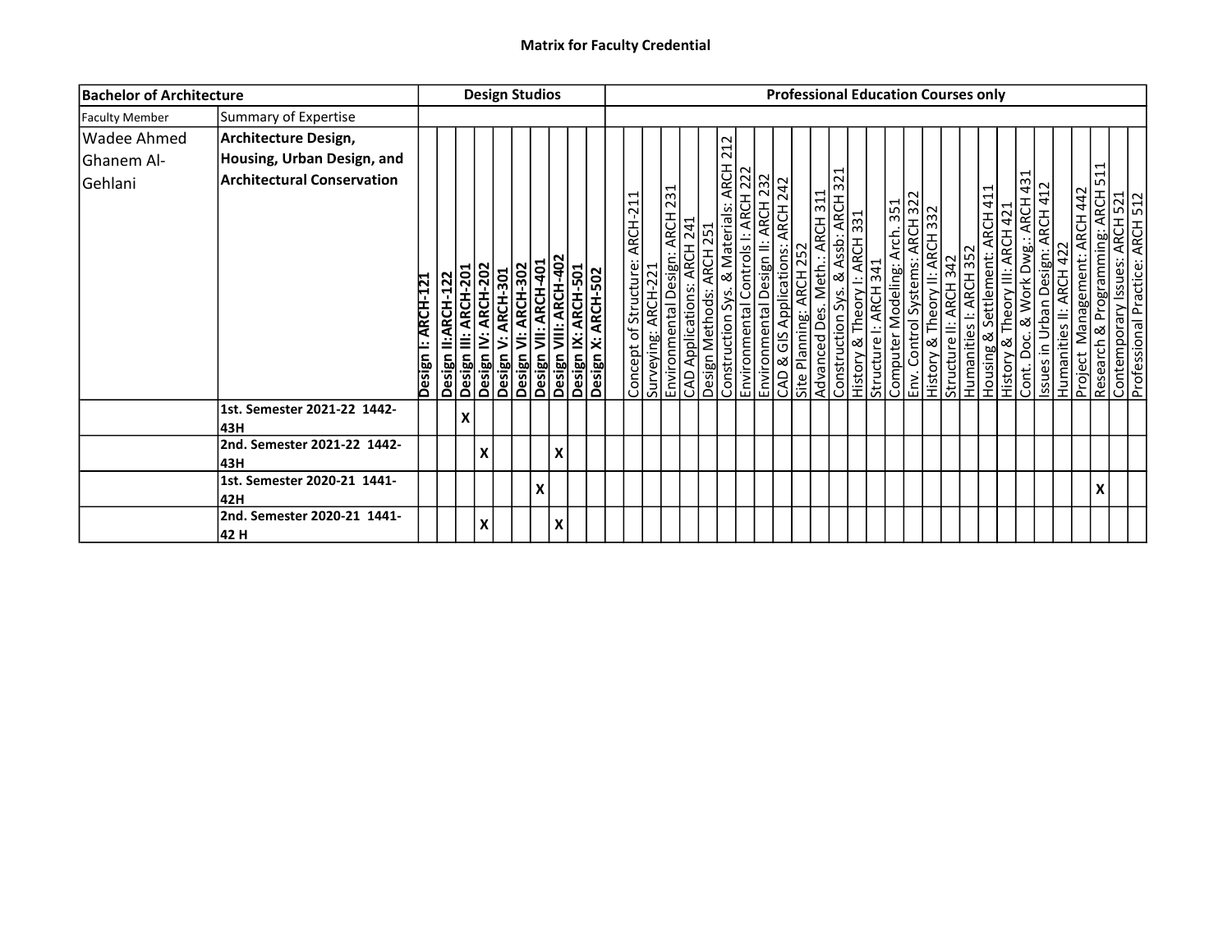**Matrix for Faculty Credential**

| Bachelor of Architecture | | Design Studios | | | | | | | | | | Professional Education Courses only | | | | | | | | | | | | | | | | | | | | | | | | | | | | |
|---|---|---|---|---|---|---|---|---|---|---|---|---|---|---|---|---|---|---|---|---|---|---|---|---|---|---|---|---|---|---|---|---|---|---|---|---|---|---|---|---|
| Faculty Member | Summary of Expertise | | | | | | | | | | | | | | | | | | | | | | | | | | | | | | | | | | | | | | | |
| Wadee Ahmed Ghanem Al-Gehlani | **Architecture Design, Housing, Urban Design, and Architectural Conservation** | **Design I: ARCH-121** | **Design II:ARCH-122** | **Design III: ARCH-201** | **Design IV: ARCH-202** | **Design V: ARCH-301** | **Design VI: ARCH-302** | **Design VII: ARCH-401** | **Design VIII: ARCH-402** | **Design IX: ARCH-501** | **Design X: ARCH-502** | | Concept of Structure: ARCH-211 | Surveying: ARCH-221 | Environmental Design: ARCH 231 | CAD Applications: ARCH 241 | Design Methods: ARCH 251 | Construction Sys. & Materials: ARCH 212 | Environmental Controls I: ARCH 222 | Environmental Design II: ARCH 232 | CAD & GIS Applications: ARCH 242 | Site Planning: ARCH 252 | Advanced Des. Meth.: ARCH 311 | Construction Sys. & Assb: ARCH 321 | History & Theory I: ARCH 331 | Structure I: ARCH 341 | Computer Modeling: Arch. 351 | Env. Control Systems: ARCH 322 | History & Theory II: ARCH 332 | Structure II: ARCH 342 | Humanities I: ARCH 352 | Housing & Settlement: ARCH 411 | History & Theory III: ARCH 421 | Cont. Doc. & Work Dwg.: ARCH 431 | Issues in Urban Design: ARCH 412 | Humanities II: ARCH 422 | Project Management: ARCH 442 | Research & Programming: ARCH 511 | Contemporary Issues: ARCH 521 | Professional Practice: ARCH 512 |
| | **1st. Semester 2021-22 1442-43H** | | | **X** | | | | | | | | | | | | | | | | | | | | | | | | | | | | | | | | | | | | |
| | **2nd. Semester 2021-22 1442-43H** | | | | **X** | | | | **X** | | | | | | | | | | | | | | | | | | | | | | | | | | | | | | | |
| | **1st. Semester 2020-21 1441-42H** | | | | | | | **X** | | | | | | | | | | | | | | | | | | | | | | | | | | | | | | **X** | | |
| | **2nd. Semester 2020-21 1441-42 H** | | | | **X** | | | | **X** | | | | | | | | | | | | | | | | | | | | | | | | | | | | | | | |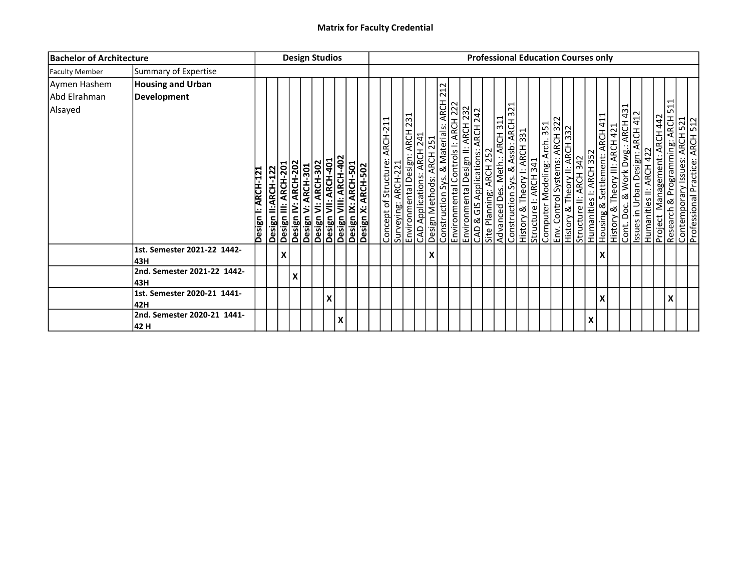**Matrix for Faculty Credential**

| Bachelor of Architecture | | Design Studios | | | | | | | | | | Professional Education Courses only | | | | | | | | | | | | | | | | | | | | | | | | | | | | |
|---|---|---|---|---|---|---|---|---|---|---|---|---|---|---|---|---|---|---|---|---|---|---|---|---|---|---|---|---|---|---|---|---|---|---|---|---|---|---|---|---|
| Faculty Member | Summary of Expertise | | | | | | | | | | | | | | | | | | | | | | | | | | | | | | | | | | | | | | | |
| Aymen Hashem Abd Elrahman Alsayed | **Housing and Urban Development** | **Design I: ARCH-121** | **Design II:ARCH-122** | **Design III: ARCH-201** | **Design IV: ARCH-202** | **Design V: ARCH-301** | **Design VI: ARCH-302** | **Design VII: ARCH-401** | **Design VIII: ARCH-402** | **Design IX: ARCH-501** | **Design X: ARCH-502** | | Concept of Structure: ARCH-211 | Surveying: ARCH-221 | Environmental Design: ARCH 231 | CAD Applications: ARCH 241 | Design Methods: ARCH 251 | Construction Sys. & Materials: ARCH 212 | Environmental Controls I: ARCH 222 | Environmental Design II: ARCH 232 | CAD & GIS Applications: ARCH 242 | Site Planning: ARCH 252 | Advanced Des. Meth.: ARCH 311 | Construction Sys. & Assb: ARCH 321 | History & Theory I: ARCH 331 | Structure I: ARCH 341 | Computer Modeling: Arch. 351 | Env. Control Systems: ARCH 322 | History & Theory II: ARCH 332 | Structure II: ARCH 342 | Humanities I: ARCH 352 | Housing & Settlement: ARCH 411 | History & Theory III: ARCH 421 | Cont. Doc. & Work Dwg.: ARCH 431 | Issues in Urban Design: ARCH 412 | Humanities II: ARCH 422 | Project Management: ARCH 442 | Research & Programming: ARCH 511 | Contemporary Issues: ARCH 521 | Professional Practice: ARCH 512 |
| | **1st. Semester 2021-22 1442-43H** | | | X | | | | | | | | | | | | | X | | | | | | | | | | | | | | | X | | | | | | | | |
| | **2nd. Semester 2021-22 1442-43H** | | | | X | | | | | | | | | | | | | | | | | | | | | | | | | | | | | | | | | | | |
| | **1st. Semester 2020-21 1441-42H** | | | | | | | X | | | | | | | | | | | | | | | | | | | | | | | | X | | | | | | X | | |
| | **2nd. Semester 2020-21 1441-42 H** | | | | | | | | X | | | | | | | | | | | | | | | | | | | | | | X | | | | | | | | | |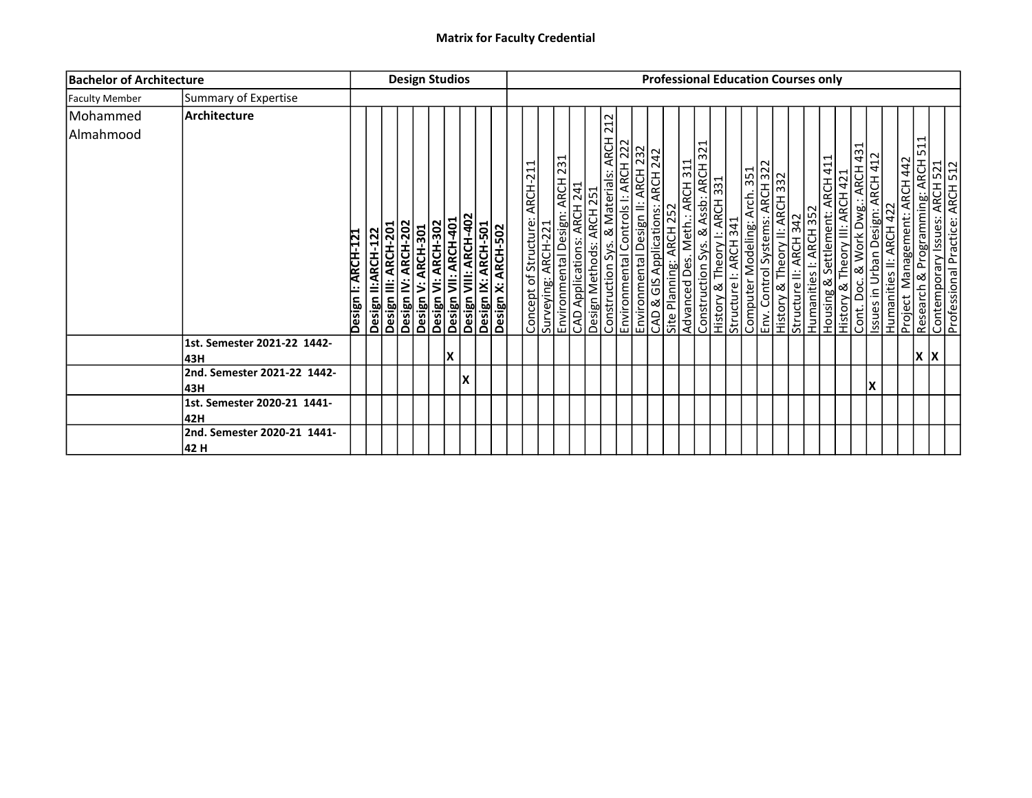## Matrix for Faculty Credential

| Bachelor of Architecture | | Design Studios | | | | | | | | | | | Professional Education Courses only | | | | | | | | | | | | | | | | | | | | | | | | | | | |
|---|---|---|---|---|---|---|---|---|---|---|---|---|---|---|---|---|---|---|---|---|---|---|---|---|---|---|---|---|---|---|---|---|---|---|---|---|---|---|---|---|
| Faculty Member | Summary of Expertise | | | | | | | | | | | | | | | | | | | | | | | | | | | | | | | | | | | | | | | |
| Mohammed Almahmood | **Architecture** | **Design I: ARCH-121** | **Design II:ARCH-122** | **Design III: ARCH-201** | **Design IV: ARCH-202** | **Design V: ARCH-301** | **Design VI: ARCH-302** | **Design VII: ARCH-401** | **Design VIII: ARCH-402** | **Design IX: ARCH-501** | **Design X: ARCH-502** | | Concept of Structure: ARCH-211 | Surveying: ARCH-221 | Environmental Design: ARCH 231 | CAD Applications: ARCH 241 | Design Methods: ARCH 251 | Construction Sys. & Materials: ARCH 212 | Environmental Controls I: ARCH 222 | Environmental Design II: ARCH 232 | CAD & GIS Applications: ARCH 242 | Site Planning: ARCH 252 | Advanced Des. Meth.: ARCH 311 | Construction Sys. & Assb: ARCH 321 | History & Theory I: ARCH 331 | Structure I: ARCH 341 | Computer Modeling: Arch. 351 | Env. Control Systems: ARCH 322 | History & Theory II: ARCH 332 | Structure II: ARCH 342 | Humanities I: ARCH 352 | Housing & Settlement: ARCH 411 | History & Theory III: ARCH 421 | Cont. Doc. & Work Dwg.: ARCH 431 | Issues in Urban Design: ARCH 412 | Humanities II: ARCH 422 | Project Management: ARCH 442 | Research & Programming: ARCH 511 | Contemporary Issues: ARCH 521 | Professional Practice: ARCH 512 |
| | **1st. Semester 2021-22 1442-43H** | | | | | | | X | | | | | | | | | | | | | | | | | | | | | | | | | | | | | | X | X | |
| | **2nd. Semester 2021-22 1442-43H** | | | | | | | | X | | | | | | | | | | | | | | | | | | | | | | | | | | X | | | | | |
| | **1st. Semester 2020-21 1441-42H** | | | | | | | | | | | | | | | | | | | | | | | | | | | | | | | | | | | | | | | |
| | **2nd. Semester 2020-21 1441-42 H** | | | | | | | | | | | | | | | | | | | | | | | | | | | | | | | | | | | | | | | |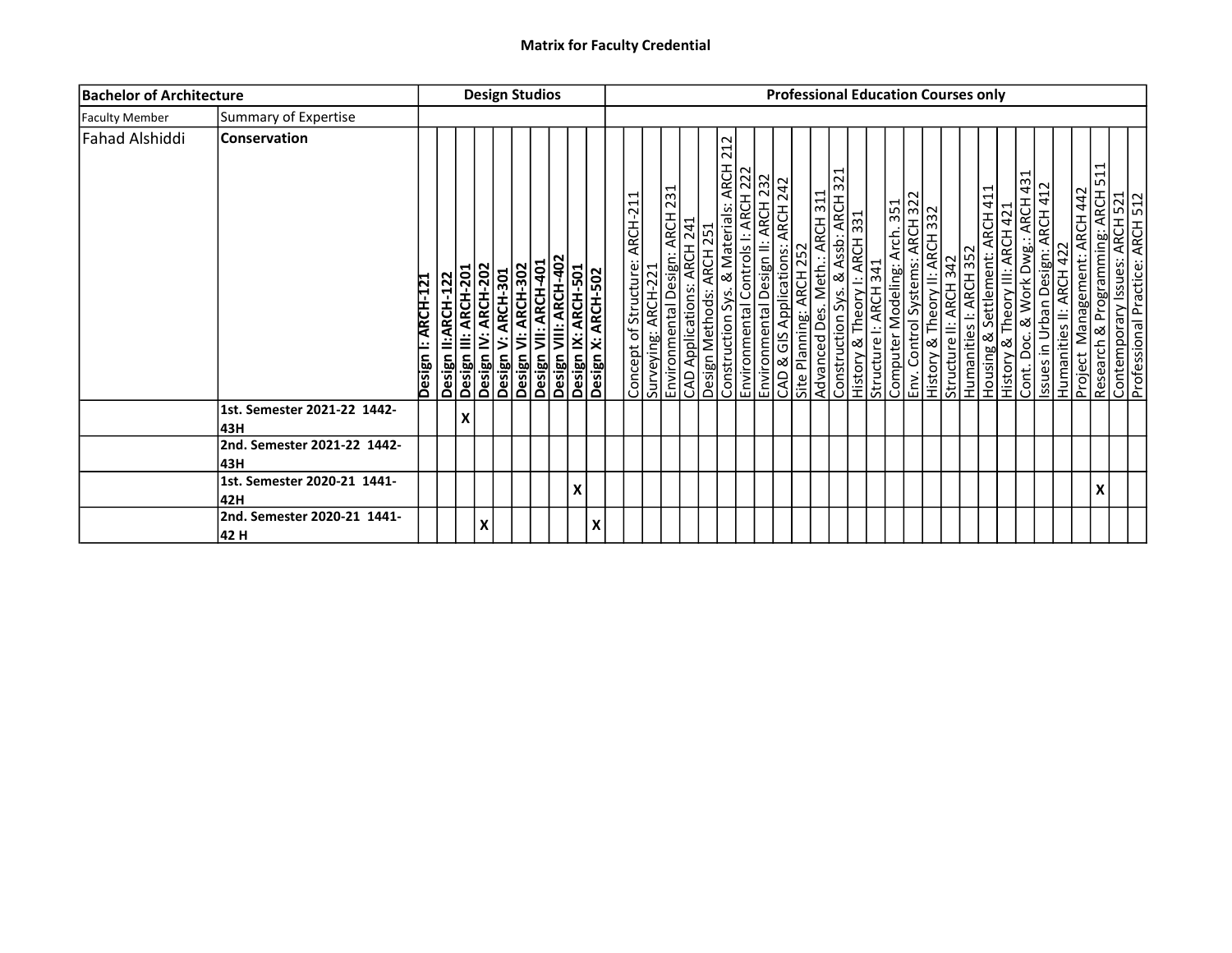**Matrix for Faculty Credential**

| Bachelor of Architecture | | Design Studios | | | | | | | | | | Professional Education Courses only | | | | | | | | | | | | | | | | | | | | | | | | | | | | |
|---|---|---|---|---|---|---|---|---|---|---|---|---|---|---|---|---|---|---|---|---|---|---|---|---|---|---|---|---|---|---|---|---|---|---|---|---|---|---|---|---|
| Faculty Member | Summary of Expertise | | | | | | | | | | | | | | | | | | | | | | | | | | | | | | | | | | | | | | | |
| Fahad Alshiddi | Conservation | Design I: ARCH-121 | Design II:ARCH-122 | Design III: ARCH-201 | Design IV: ARCH-202 | Design V: ARCH-301 | Design VI: ARCH-302 | Design VII: ARCH-401 | Design VIII: ARCH-402 | Design IX: ARCH-501 | Design X: ARCH-502 | | Concept of Structure: ARCH-211 | Surveying: ARCH-221 | Environmental Design: ARCH 231 | CAD Applications: ARCH 241 | Design Methods: ARCH 251 | Construction Sys. & Materials: ARCH 212 | Environmental Controls I: ARCH 222 | Environmental Design II: ARCH 232 | CAD & GIS Applications: ARCH 242 | Site Planning: ARCH 252 | Advanced Des. Meth.: ARCH 311 | Construction Sys. & Assb: ARCH 321 | History & Theory I: ARCH 331 | Structure I: ARCH 341 | Computer Modeling: Arch. 351 | Env. Control Systems: ARCH 322 | History & Theory II: ARCH 332 | Structure II: ARCH 342 | Humanities I: ARCH 352 | Housing & Settlement: ARCH 411 | History & Theory III: ARCH 421 | Cont. Doc. & Work Dwg.: ARCH 431 | Issues in Urban Design: ARCH 412 | Humanities II: ARCH 422 | Project Management: ARCH 442 | Research & Programming: ARCH 511 | Contemporary Issues: ARCH 521 | Professional Practice: ARCH 512 |
| | 1st. Semester 2021-22 1442-43H | | | X | | | | | | | | | | | | | | | | | | | | | | | | | | | | | | | | | | | | |
| | 2nd. Semester 2021-22 1442-43H | | | | | | | | | | | | | | | | | | | | | | | | | | | | | | | | | | | | | | | |
| | 1st. Semester 2020-21 1441-42H | | | | | | | | | X | | | | | | | | | | | | | | | | | | | | | | | | | | | | X | | |
| | 2nd. Semester 2020-21 1441-42 H | | | | X | | | | | | X | | | | | | | | | | | | | | | | | | | | | | | | | | | | | |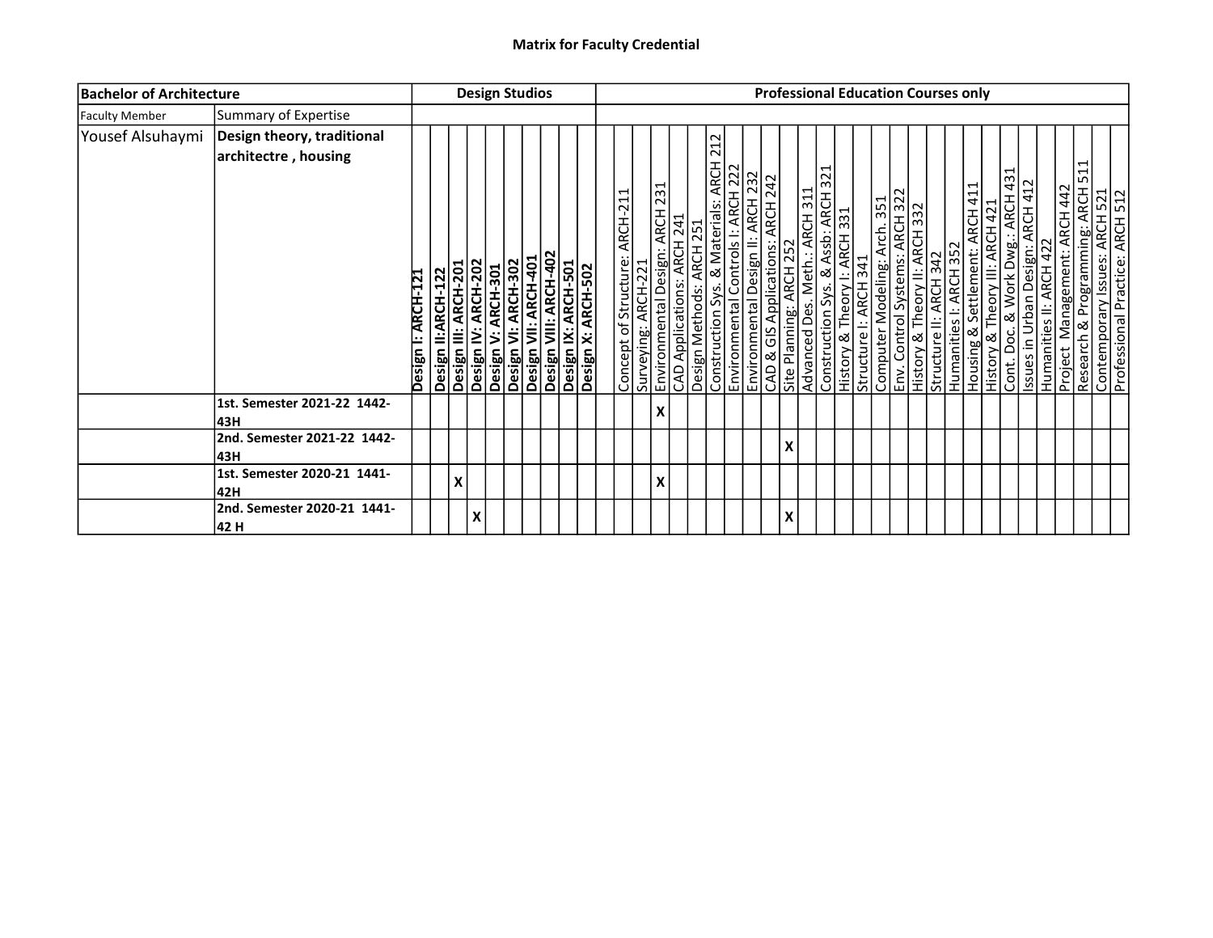# Matrix for Faculty Credential

| **Bachelor of Architecture** | | **Design Studios** | | | | | | | | | | | **Professional Education Courses only** | | | | | | | | | | | | | | | | | | | | | | | | | | | |
|---|---|---|---|---|---|---|---|---|---|---|---|---|---|---|---|---|---|---|---|---|---|---|---|---|---|---|---|---|---|---|---|---|---|---|---|---|---|---|---|---|
| Faculty Member | Summary of Expertise | | | | | | | | | | | | | | | | | | | | | | | | | | | | | | | | | | | | | | | |
| Yousef Alsuhaymi | **Design theory, traditional architectre , housing** | **Design I: ARCH-121** | **Design II:ARCH-122** | **Design III: ARCH-201** | **Design IV: ARCH-202** | **Design V: ARCH-301** | **Design VI: ARCH-302** | **Design VII: ARCH-401** | **Design VIII: ARCH-402** | **Design IX: ARCH-501** | **Design X: ARCH-502** | | Concept of Structure: ARCH-211 | Surveying: ARCH-221 | Environmental Design: ARCH 231 | CAD Applications: ARCH 241 | Design Methods: ARCH 251 | Construction Sys. & Materials: ARCH 212 | Environmental Controls I: ARCH 222 | Environmental Design II: ARCH 232 | CAD & GIS Applications: ARCH 242 | Site Planning: ARCH 252 | Advanced Des. Meth.: ARCH 311 | Construction Sys. & Assb: ARCH 321 | History & Theory I: ARCH 331 | Structure I: ARCH 341 | Computer Modeling: Arch. 351 | Env. Control Systems: ARCH 322 | History & Theory II: ARCH 332 | Structure II: ARCH 342 | Humanities I: ARCH 352 | Housing & Settlement: ARCH 411 | History & Theory III: ARCH 421 | Cont. Doc. & Work Dwg.: ARCH 431 | Issues in Urban Design: ARCH 412 | Humanities II: ARCH 422 | Project Management: ARCH 442 | Research & Programming: ARCH 511 | Contemporary Issues: ARCH 521 | Professional Practice: ARCH 512 |
| | **1st. Semester 2021-22 1442-43H** | | | | | | | | | | | | | | X | | | | | | | | | | | | | | | | | | | | | | | | | |
| | **2nd. Semester 2021-22 1442-43H** | | | | | | | | | | | | | | | | | | | | | X | | | | | | | | | | | | | | | | | | |
| | **1st. Semester 2020-21 1441-42H** | | | X | | | | | | | | | | | X | | | | | | | | | | | | | | | | | | | | | | | | | |
| | **2nd. Semester 2020-21 1441-42 H** | | | | X | | | | | | | | | | | | | | | | | X | | | | | | | | | | | | | | | | | | |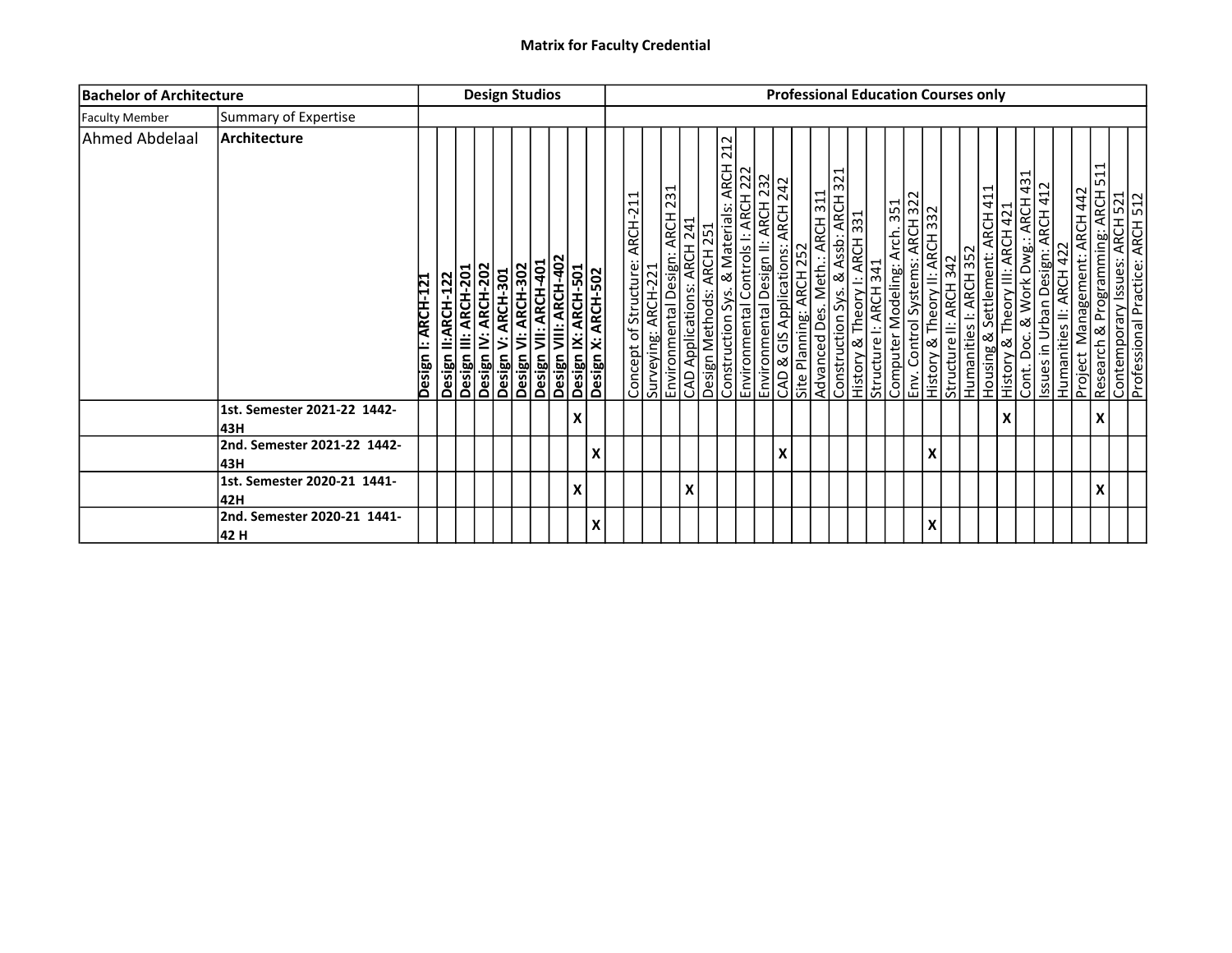**Matrix for Faculty Credential**

| Bachelor of Architecture | | Design Studios | | | | | | | | | | Professional Education Courses only | | | | | | | | | | | | | | | | | | | | | | | | | | | |
|---|---|---|---|---|---|---|---|---|---|---|---|---|---|---|---|---|---|---|---|---|---|---|---|---|---|---|---|---|---|---|---|---|---|---|---|---|---|---|---|
| Faculty Member | Summary of Expertise | | | | | | | | | | | | | | | | | | | | | | | | | | | | | | | | | | | | | | |
| Ahmed Abdelaal | **Architecture** | **Design I: ARCH-121** | **Design II:ARCH-122** | **Design III: ARCH-201** | **Design IV: ARCH-202** | **Design V: ARCH-301** | **Design VI: ARCH-302** | **Design VII: ARCH-401** | **Design VIII: ARCH-402** | **Design IX: ARCH-501** | **Design X: ARCH-502** | Concept of Structure: ARCH-211 | Surveying: ARCH-221 | Environmental Design: ARCH 231 | CAD Applications: ARCH 241 | Design Methods: ARCH 251 | Construction Sys. & Materials: ARCH 212 | Environmental Controls I: ARCH 222 | Environmental Design II: ARCH 232 | CAD & GIS Applications: ARCH 242 | Site Planning: ARCH 252 | Advanced Des. Meth.: ARCH 311 | Construction Sys. & Assb: ARCH 321 | History & Theory I: ARCH 331 | Structure I: ARCH 341 | Computer Modeling: Arch. 351 | Env. Control Systems: ARCH 322 | History & Theory II: ARCH 332 | Structure II: ARCH 342 | Humanities I: ARCH 352 | Housing & Settlement: ARCH 411 | History & Theory III: ARCH 421 | Cont. Doc. & Work Dwg.: ARCH 431 | Issues in Urban Design: ARCH 412 | Humanities II: ARCH 422 | Project Management: ARCH 442 | Research & Programming: ARCH 511 | Contemporary Issues: ARCH 521 | Professional Practice: ARCH 512 |
| | **1st. Semester 2021-22 1442-43H** | | | | | | | | | **X** | | | | | | | | | | | | | | | | | | | | | | **X** | | | | | **X** | | |
| | **2nd. Semester 2021-22 1442-43H** | | | | | | | | | | **X** | | | | | | | | | **X** | | | | | | | | **X** | | | | | | | | | | | |
| | **1st. Semester 2020-21 1441-42H** | | | | | | | | | **X** | | | | | **X** | | | | | | | | | | | | | | | | | | | | | | **X** | | |
| | **2nd. Semester 2020-21 1441-42 H** | | | | | | | | | | **X** | | | | | | | | | | | | | | | | | **X** | | | | | | | | | | | |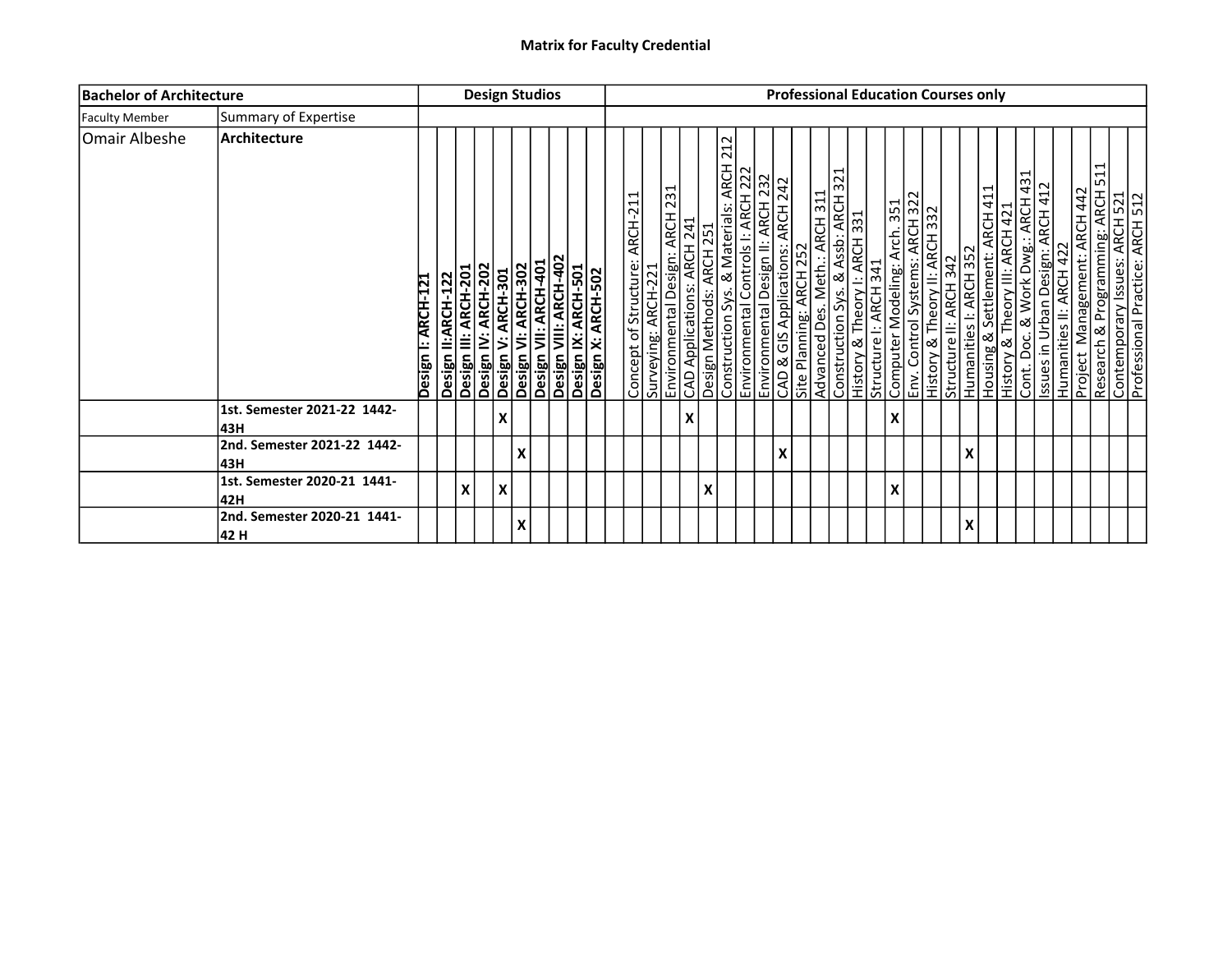**Matrix for Faculty Credential**

| Bachelor of Architecture | | Design Studios | | | | | | | | | | Professional Education Courses only | | | | | | | | | | | | | | | | | | | | | | | | | | | | |
|---|---|---|---|---|---|---|---|---|---|---|---|---|---|---|---|---|---|---|---|---|---|---|---|---|---|---|---|---|---|---|---|---|---|---|---|---|---|---|---|---|
| Faculty Member | Summary of Expertise | | | | | | | | | | | | | | | | | | | | | | | | | | | | | | | | | | | | | | | |
| Omair Albeshe | **Architecture** | **Design I: ARCH-121** | **Design II:ARCH-122** | **Design III: ARCH-201** | **Design IV: ARCH-202** | **Design V: ARCH-301** | **Design VI: ARCH-302** | **Design VII: ARCH-401** | **Design VIII: ARCH-402** | **Design IX: ARCH-501** | **Design X: ARCH-502** | | Concept of Structure: ARCH-211 | Surveying: ARCH-221 | Environmental Design: ARCH 231 | CAD Applications: ARCH 241 | Design Methods: ARCH 251 | Construction Sys. & Materials: ARCH 212 | Environmental Controls I: ARCH 222 | Environmental Design II: ARCH 232 | CAD & GIS Applications: ARCH 242 | Site Planning: ARCH 252 | Advanced Des. Meth.: ARCH 311 | Construction Sys. & Assb: ARCH 321 | History & Theory I: ARCH 331 | Structure I: ARCH 341 | Computer Modeling: Arch. 351 | Env. Control Systems: ARCH 322 | History & Theory II: ARCH 332 | Structure II: ARCH 342 | Humanities I: ARCH 352 | Housing & Settlement: ARCH 411 | History & Theory III: ARCH 421 | Cont. Doc. & Work Dwg.: ARCH 431 | Issues in Urban Design: ARCH 412 | Humanities II: ARCH 422 | Project Management: ARCH 442 | Research & Programming: ARCH 511 | Contemporary Issues: ARCH 521 | Professional Practice: ARCH 512 |
| | **1st. Semester 2021-22 1442-43H** | | | | | X | | | | | | | | | | X | | | | | | | | | | | X | | | | | | | | | | | | | |
| | **2nd. Semester 2021-22 1442-43H** | | | | | | X | | | | | | | | | | | | | | X | | | | | | | | | | X | | | | | | | | | |
| | **1st. Semester 2020-21 1441-42H** | | | X | | X | | | | | | | | | | | X | | | | | | | | | | X | | | | | | | | | | | | | |
| | **2nd. Semester 2020-21 1441-42 H** | | | | | | X | | | | | | | | | | | | | | | | | | | | | | | | X | | | | | | | | | |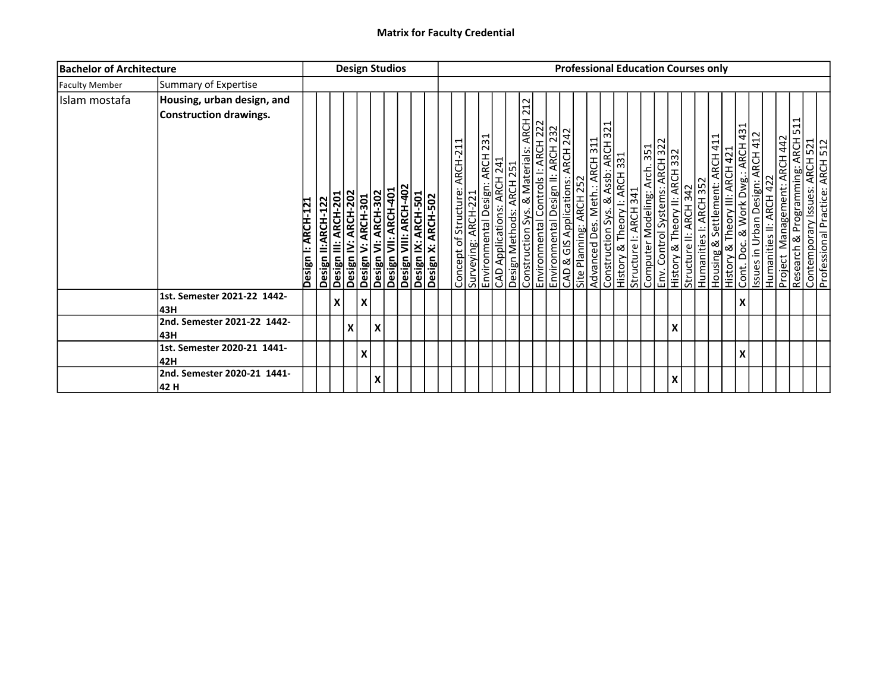## Matrix for Faculty Credential

| Bachelor of Architecture | | Design Studios | | | | | | | | | | Professional Education Courses only | | | | | | | | | | | | | | | | | | | | | | | | | | | |
|---|---|---|---|---|---|---|---|---|---|---|---|---|---|---|---|---|---|---|---|---|---|---|---|---|---|---|---|---|---|---|---|---|---|---|---|---|---|---|---|
| Faculty Member | Summary of Expertise | | | | | | | | | | | | | | | | | | | | | | | | | | | | | | | | | | | | | | |
| Islam mostafa | **Housing, urban design, and Construction drawings.** | **Design I: ARCH-121** | **Design II:ARCH-122** | **Design III: ARCH-201** | **Design IV: ARCH-202** | **Design V: ARCH-301** | **Design VI: ARCH-302** | **Design VII: ARCH-401** | **Design VIII: ARCH-402** | **Design IX: ARCH-501** | **Design X: ARCH-502** | Concept of Structure: ARCH-211 | Surveying: ARCH-221 | Environmental Design: ARCH 231 | CAD Applications: ARCH 241 | Design Methods: ARCH 251 | Construction Sys. & Materials: ARCH 212 | Environmental Controls I: ARCH 222 | Environmental Design II: ARCH 232 | CAD & GIS Applications: ARCH 242 | Site Planning: ARCH 252 | Advanced Des. Meth.: ARCH 311 | Construction Sys. & Assb: ARCH 321 | History & Theory I: ARCH 331 | Structure I: ARCH 341 | Computer Modeling: Arch. 351 | Env. Control Systems: ARCH 322 | History & Theory II: ARCH 332 | Structure II: ARCH 342 | Humanities I: ARCH 352 | Housing & Settlement: ARCH 411 | History & Theory III: ARCH 421 | Cont. Doc. & Work Dwg.: ARCH 431 | Issues in Urban Design: ARCH 412 | Humanities II: ARCH 422 | Project Management: ARCH 442 | Research & Programming: ARCH 511 | Contemporary Issues: ARCH 521 | Professional Practice: ARCH 512 |
| | **1st. Semester 2021-22 1442-43H** | | | X | | X | | | | | | | | | | | | | | | | | | | | | | | | | | | X | | | | | | |
| | **2nd. Semester 2021-22 1442-43H** | | | | X | | X | | | | | | | | | | | | | | | | | | | | | X | | | | | | | | | | | |
| | **1st. Semester 2020-21 1441-42H** | | | | | X | | | | | | | | | | | | | | | | | | | | | | | | | | | X | | | | | | |
| | **2nd. Semester 2020-21 1441-42 H** | | | | | | X | | | | | | | | | | | | | | | | | | | | | X | | | | | | | | | | | |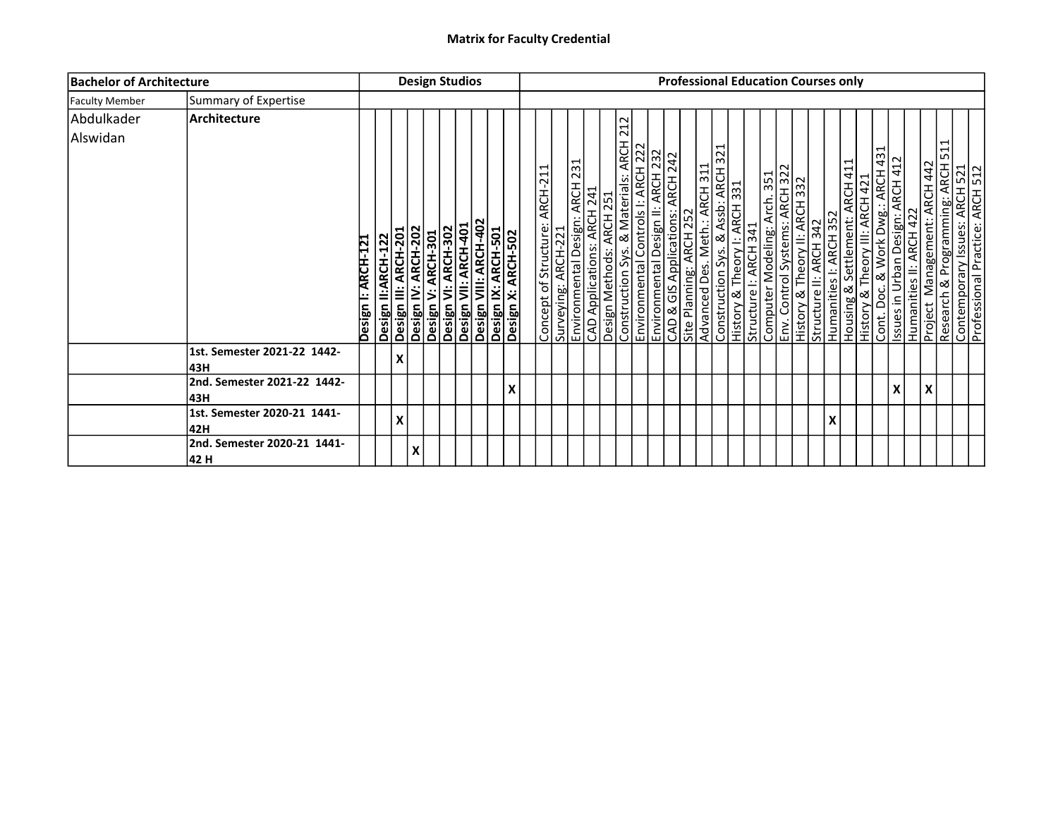**Matrix for Faculty Credential**

| Bachelor of Architecture | | Design Studios | | | | | | | | | | | Professional Education Courses only | | | | | | | | | | | | | | | | | | | | | | | | | | | |
|---|---|---|---|---|---|---|---|---|---|---|---|---|---|---|---|---|---|---|---|---|---|---|---|---|---|---|---|---|---|---|---|---|---|---|---|---|---|---|---|---|
| Faculty Member | Summary of Expertise | | | | | | | | | | | | | | | | | | | | | | | | | | | | | | | | | | | | | | | |
| Abdulkader Alswidan | **Architecture** | **Design I: ARCH-121** | **Design II:ARCH-122** | **Design III: ARCH-201** | **Design IV: ARCH-202** | **Design V: ARCH-301** | **Design VI: ARCH-302** | **Design VII: ARCH-401** | **Design VIII: ARCH-402** | **Design IX: ARCH-501** | **Design X: ARCH-502** | | Concept of Structure: ARCH-211 | Surveying: ARCH-221 | Environmental Design: ARCH 231 | CAD Applications: ARCH 241 | Design Methods: ARCH 251 | Construction Sys. & Materials: ARCH 212 | Environmental Controls I: ARCH 222 | Environmental Design II: ARCH 232 | CAD & GIS Applications: ARCH 242 | Site Planning: ARCH 252 | Advanced Des. Meth.: ARCH 311 | Construction Sys. & Assb: ARCH 321 | History & Theory I: ARCH 331 | Structure I: ARCH 341 | Computer Modeling: Arch. 351 | Env. Control Systems: ARCH 322 | History & Theory II: ARCH 332 | Structure II: ARCH 342 | Humanities I: ARCH 352 | Housing & Settlement: ARCH 411 | History & Theory III: ARCH 421 | Cont. Doc. & Work Dwg.: ARCH 431 | Issues in Urban Design: ARCH 412 | Humanities II: ARCH 422 | Project Management: ARCH 442 | Research & Programming: ARCH 511 | Contemporary Issues: ARCH 521 | Professional Practice: ARCH 512 |
| | **1st. Semester 2021-22 1442-43H** | | | **X** | | | | | | | | | | | | | | | | | | | | | | | | | | | | | | | | | | | | |
| | **2nd. Semester 2021-22 1442-43H** | | | | | | | | | | **X** | | | | | | | | | | | | | | | | | | | | | | | | **X** | | **X** | | | |
| | **1st. Semester 2020-21 1441-42H** | | | **X** | | | | | | | | | | | | | | | | | | | | | | | | | | | **X** | | | | | | | | | |
| | **2nd. Semester 2020-21 1441-42 H** | | | | **X** | | | | | | | | | | | | | | | | | | | | | | | | | | | | | | | | | | | |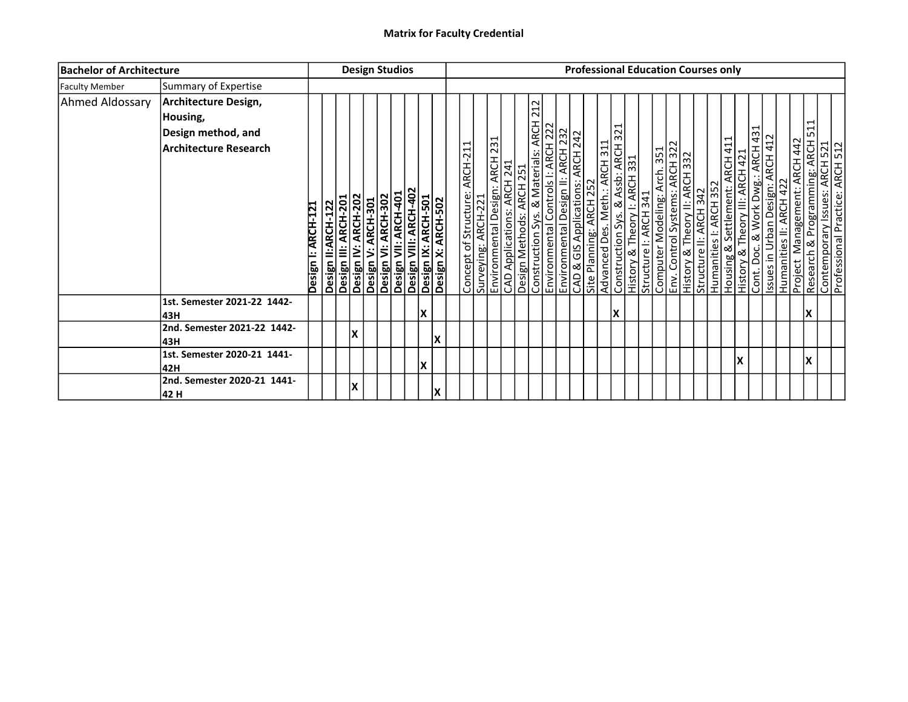# Matrix for Faculty Credential

| Bachelor of Architecture | | Design Studios | | | | | | | | | | Professional Education Courses only | | | | | | | | | | | | | | | | | | | | | | | | | | | |
|---|---|---|---|---|---|---|---|---|---|---|---|---|---|---|---|---|---|---|---|---|---|---|---|---|---|---|---|---|---|---|---|---|---|---|---|---|---|---|---|
| Faculty Member | Summary of Expertise | | | | | | | | | | | | | | | | | | | | | | | | | | | | | | | | | | | | | | |
| Ahmed Aldossary | **Architecture Design, Housing, Design method, and Architecture Research** | **Design I: ARCH-121** | **Design II:ARCH-122** | **Design III: ARCH-201** | **Design IV: ARCH-202** | **Design V: ARCH-301** | **Design VI: ARCH-302** | **Design VII: ARCH-401** | **Design VIII: ARCH-402** | **Design IX: ARCH-501** | **Design X: ARCH-502** | Concept of Structure: ARCH-211 | Surveying: ARCH-221 | Environmental Design: ARCH 231 | CAD Applications: ARCH 241 | Design Methods: ARCH 251 | Construction Sys. & Materials: ARCH 212 | Environmental Controls I: ARCH 222 | Environmental Design II: ARCH 232 | CAD & GIS Applications: ARCH 242 | Site Planning: ARCH 252 | Advanced Des. Meth.: ARCH 311 | Construction Sys. & Assb: ARCH 321 | History & Theory I: ARCH 331 | Structure I: ARCH 341 | Computer Modeling: Arch. 351 | Env. Control Systems: ARCH 322 | History & Theory II: ARCH 332 | Structure II: ARCH 342 | Humanities I: ARCH 352 | Housing & Settlement: ARCH 411 | History & Theory III: ARCH 421 | Cont. Doc. & Work Dwg.: ARCH 431 | Issues in Urban Design: ARCH 412 | Humanities II: ARCH 422 | Project Management: ARCH 442 | Research & Programming: ARCH 511 | Contemporary Issues: ARCH 521 | Professional Practice: ARCH 512 |
| | **1st. Semester 2021-22 1442-43H** | | | | | | | | | X | | | | | | | | | | | | | X | | | | | | | | | | | | | | X | | |
| | **2nd. Semester 2021-22 1442-43H** | | | | X | | | | | | X | | | | | | | | | | | | | | | | | | | | | | | | | | | | |
| | **1st. Semester 2020-21 1441-42H** | | | | | | | | | X | | | | | | | | | | | | | | | | | | | | | | X | | | | | X | | |
| | **2nd. Semester 2020-21 1441-42 H** | | | | X | | | | | | X | | | | | | | | | | | | | | | | | | | | | | | | | | | | |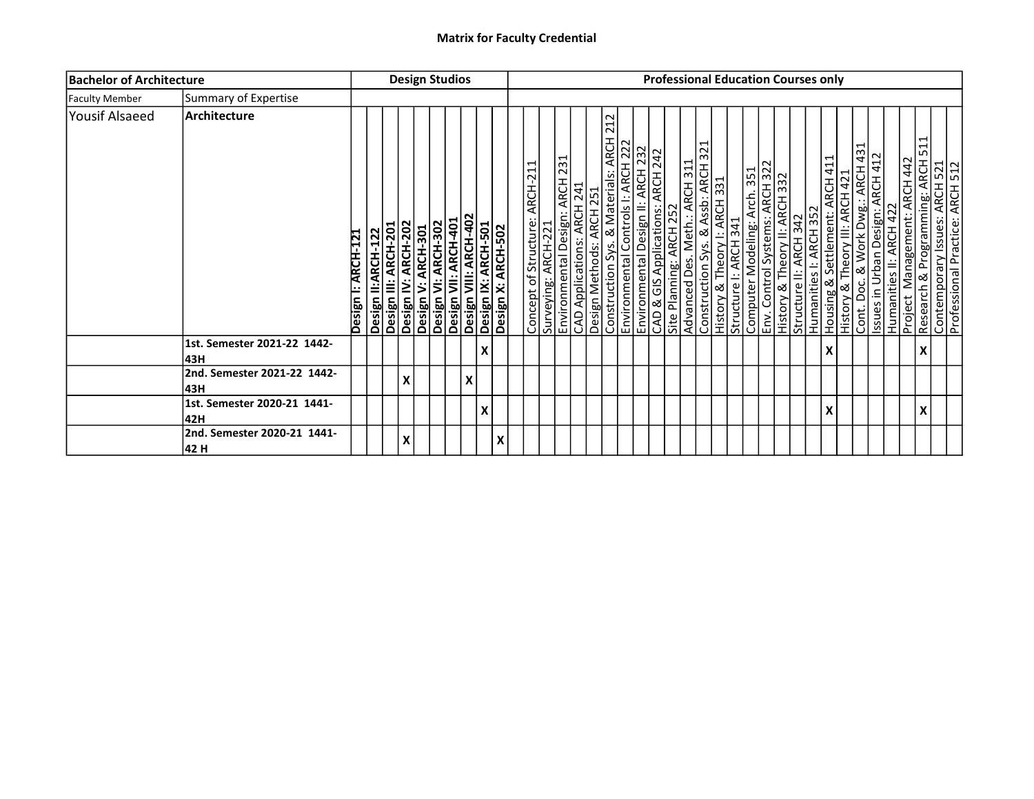**Matrix for Faculty Credential**

| Bachelor of Architecture | | Design Studios | | | | | | | | | | Professional Education Courses only | | | | | | | | | | | | | | | | | | | | | | | | | | | |
|---|---|---|---|---|---|---|---|---|---|---|---|---|---|---|---|---|---|---|---|---|---|---|---|---|---|---|---|---|---|---|---|---|---|---|---|---|---|---|---|
| Faculty Member | Summary of Expertise | | | | | | | | | | | | | | | | | | | | | | | | | | | | | | | | | | | | | | |
| Yousif Alsaeed | **Architecture** | **Design I: ARCH-121** | **Design II:ARCH-122** | **Design III: ARCH-201** | **Design IV: ARCH-202** | **Design V: ARCH-301** | **Design VI: ARCH-302** | **Design VII: ARCH-401** | **Design VIII: ARCH-402** | **Design IX: ARCH-501** | **Design X: ARCH-502** | Concept of Structure: ARCH-211 | Surveying: ARCH-221 | Environmental Design: ARCH 231 | CAD Applications: ARCH 241 | Design Methods: ARCH 251 | Construction Sys. & Materials: ARCH 212 | Environmental Controls I: ARCH 222 | Environmental Design II: ARCH 232 | CAD & GIS Applications: ARCH 242 | Site Planning: ARCH 252 | Advanced Des. Meth.: ARCH 311 | Construction Sys. & Assb: ARCH 321 | History & Theory I: ARCH 331 | Structure I: ARCH 341 | Computer Modeling: Arch. 351 | Env. Control Systems: ARCH 322 | History & Theory II: ARCH 332 | Structure II: ARCH 342 | Humanities I: ARCH 352 | Housing & Settlement: ARCH 411 | History & Theory III: ARCH 421 | Cont. Doc. & Work Dwg.: ARCH 431 | Issues in Urban Design: ARCH 412 | Humanities II: ARCH 422 | Project Management: ARCH 442 | Research & Programming: ARCH 511 | Contemporary Issues: ARCH 521 | Professional Practice: ARCH 512 |
| | **1st. Semester 2021-22 1442-43H** | | | | | | | | | **X** | | | | | | | | | | | | | | | | | | | | | **X** | | | | | | **X** | | |
| | **2nd. Semester 2021-22 1442-43H** | | | | **X** | | | | **X** | | | | | | | | | | | | | | | | | | | | | | | | | | | | | | |
| | **1st. Semester 2020-21 1441-42H** | | | | | | | | | **X** | | | | | | | | | | | | | | | | | | | | | **X** | | | | | | **X** | | |
| | **2nd. Semester 2020-21 1441-42 H** | | | | **X** | | | | | | **X** | | | | | | | | | | | | | | | | | | | | | | | | | | | | |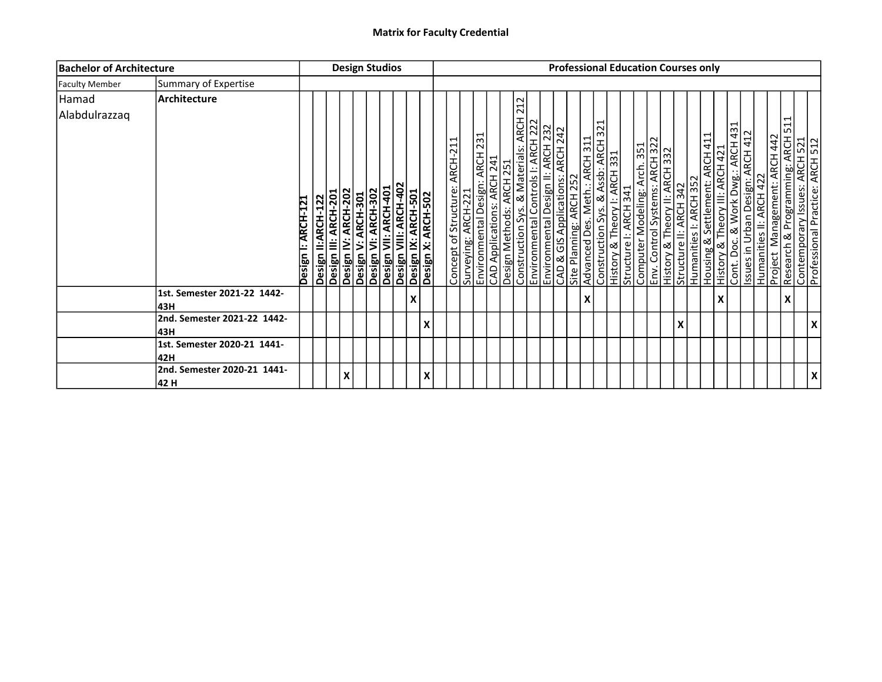**Matrix for Faculty Credential**

| Bachelor of Architecture | | Design Studios | | | | | | | | | | Professional Education Courses only | | | | | | | | | | | | | | | | | | | | | | | | | | | | |
|---|---|---|---|---|---|---|---|---|---|---|---|---|---|---|---|---|---|---|---|---|---|---|---|---|---|---|---|---|---|---|---|---|---|---|---|---|---|---|---|---|
| Faculty Member | Summary of Expertise | | | | | | | | | | | | | | | | | | | | | | | | | | | | | | | | | | | | | | | |
| Hamad Alabdulrazzaq | **Architecture** | **Design I: ARCH-121** | **Design II:ARCH-122** | **Design III: ARCH-201** | **Design IV: ARCH-202** | **Design V: ARCH-301** | **Design VI: ARCH-302** | **Design VII: ARCH-401** | **Design VIII: ARCH-402** | **Design IX: ARCH-501** | **Design X: ARCH-502** | | Concept of Structure: ARCH-211 | Surveying: ARCH-221 | Environmental Design: ARCH 231 | CAD Applications: ARCH 241 | Design Methods: ARCH 251 | Construction Sys. & Materials: ARCH 212 | Environmental Controls I: ARCH 222 | Environmental Design II: ARCH 232 | CAD & GIS Applications: ARCH 242 | Site Planning: ARCH 252 | Advanced Des. Meth.: ARCH 311 | Construction Sys. & Assb: ARCH 321 | History & Theory I: ARCH 331 | Structure I: ARCH 341 | Computer Modeling: Arch. 351 | Env. Control Systems: ARCH 322 | History & Theory II: ARCH 332 | Structure II: ARCH 342 | Humanities I: ARCH 352 | Housing & Settlement: ARCH 411 | History & Theory III: ARCH 421 | Cont. Doc. & Work Dwg.: ARCH 431 | Issues in Urban Design: ARCH 412 | Humanities II: ARCH 422 | Project Management: ARCH 442 | Research & Programming: ARCH 511 | Contemporary Issues: ARCH 521 | Professional Practice: ARCH 512 |
| | **1st. Semester 2021-22 1442-43H** | | | | | | | | | X | | | | | | | | | | | | | X | | | | | | | | | | X | | | | | X | | |
| | **2nd. Semester 2021-22 1442-43H** | | | | | | | | | | X | | | | | | | | | | | | | | | | | | | X | | | | | | | | | | X |
| | **1st. Semester 2020-21 1441-42H** | | | | | | | | | | | | | | | | | | | | | | | | | | | | | | | | | | | | | | | |
| | **2nd. Semester 2020-21 1441-42 H** | | | | X | | | | | | X | | | | | | | | | | | | | | | | | | | | | | | | | | | | | X |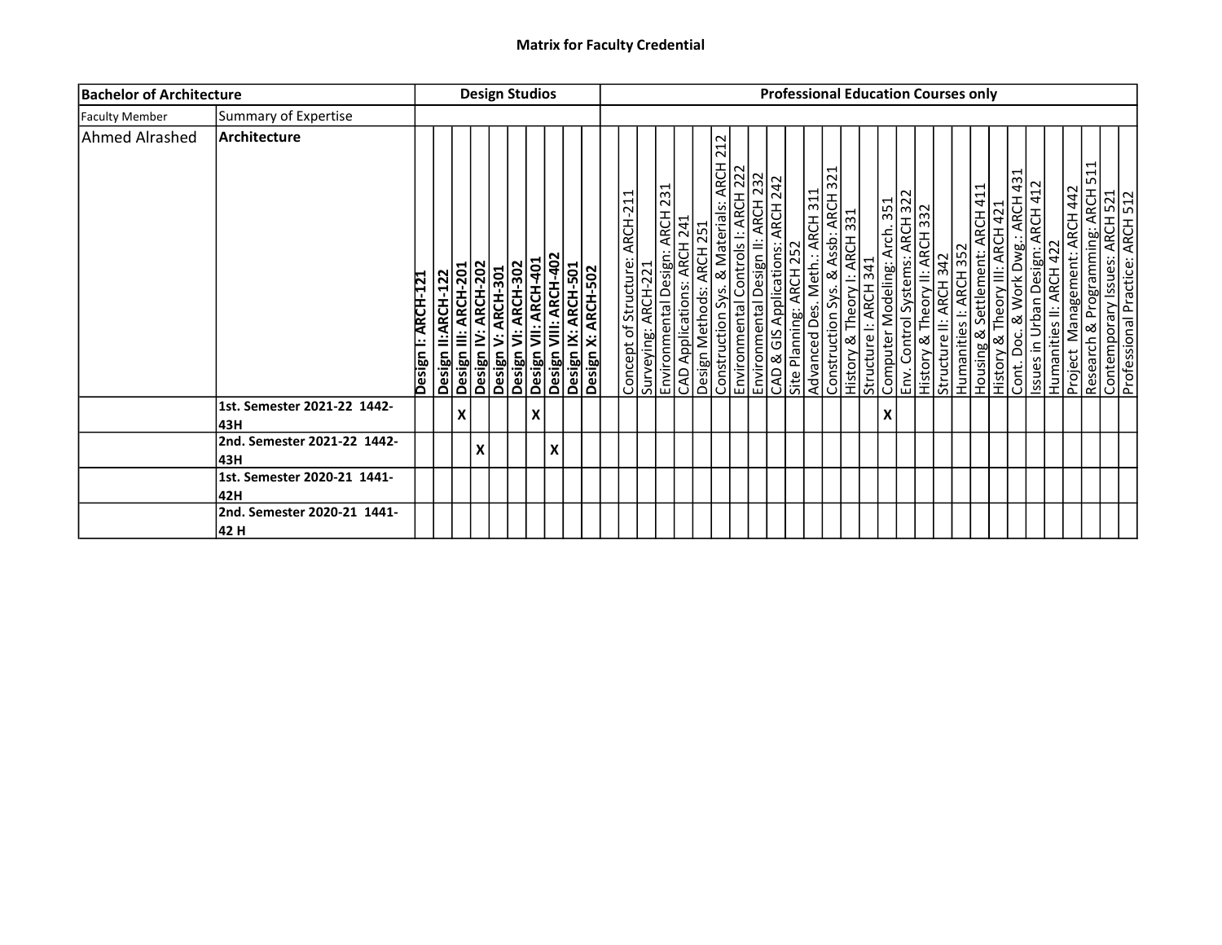## Matrix for Faculty Credential

| Bachelor of Architecture | | Design Studios | | | | | | | | | | Professional Education Courses only | | | | | | | | | | | | | | | | | | | | | | | | | | | | |
|---|---|---|---|---|---|---|---|---|---|---|---|---|---|---|---|---|---|---|---|---|---|---|---|---|---|---|---|---|---|---|---|---|---|---|---|---|---|---|---|---|
| Faculty Member | Summary of Expertise | | | | | | | | | | | | | | | | | | | | | | | | | | | | | | | | | | | | | | | |
| Ahmed Alrashed | **Architecture** | **Design I: ARCH-121** | **Design II:ARCH-122** | **Design III: ARCH-201** | **Design IV: ARCH-202** | **Design V: ARCH-301** | **Design VI: ARCH-302** | **Design VII: ARCH-401** | **Design VIII: ARCH-402** | **Design IX: ARCH-501** | **Design X: ARCH-502** | | Concept of Structure: ARCH-211 | Surveying: ARCH-221 | Environmental Design: ARCH 231 | CAD Applications: ARCH 241 | Design Methods: ARCH 251 | Construction Sys. & Materials: ARCH 212 | Environmental Controls I: ARCH 222 | Environmental Design II: ARCH 232 | CAD & GIS Applications: ARCH 242 | Site Planning: ARCH 252 | Advanced Des. Meth.: ARCH 311 | Construction Sys. & Assb: ARCH 321 | History & Theory I: ARCH 331 | Structure I: ARCH 341 | Computer Modeling: Arch. 351 | Env. Control Systems: ARCH 322 | History & Theory II: ARCH 332 | Structure II: ARCH 342 | Humanities I: ARCH 352 | Housing & Settlement: ARCH 411 | History & Theory III: ARCH 421 | Cont. Doc. & Work Dwg.: ARCH 431 | Issues in Urban Design: ARCH 412 | Humanities II: ARCH 422 | Project Management: ARCH 442 | Research & Programming: ARCH 511 | Contemporary Issues: ARCH 521 | Professional Practice: ARCH 512 |
| | **1st. Semester 2021-22 1442-43H** | | | **X** | | | | **X** | | | | | | | | | | | | | | | | | | | **X** | | | | | | | | | | | | | |
| | **2nd. Semester 2021-22 1442-43H** | | | | **X** | | | | **X** | | | | | | | | | | | | | | | | | | | | | | | | | | | | | | | |
| | **1st. Semester 2020-21 1441-42H** | | | | | | | | | | | | | | | | | | | | | | | | | | | | | | | | | | | | | | | |
| | **2nd. Semester 2020-21 1441-42 H** | | | | | | | | | | | | | | | | | | | | | | | | | | | | | | | | | | | | | | | |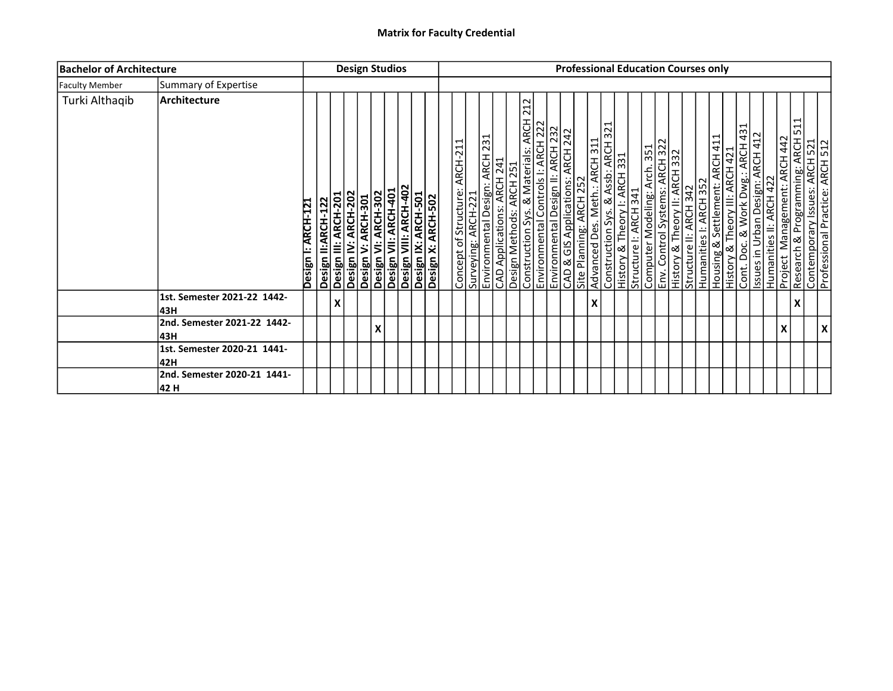**Matrix for Faculty Credential**

| Bachelor of Architecture | | Design Studios | | | | | | | | | | | Professional Education Courses only | | | | | | | | | | | | | | | | | | | | | | | | | | | |
|---|---|---|---|---|---|---|---|---|---|---|---|---|---|---|---|---|---|---|---|---|---|---|---|---|---|---|---|---|---|---|---|---|---|---|---|---|---|---|---|---|
| Faculty Member | Summary of Expertise | | | | | | | | | | | | | | | | | | | | | | | | | | | | | | | | | | | | | | | |
| Turki Althaqib | **Architecture** | **Design I: ARCH-121** | **Design II:ARCH-122** | **Design III: ARCH-201** | **Design IV: ARCH-202** | **Design V: ARCH-301** | **Design VI: ARCH-302** | **Design VII: ARCH-401** | **Design VIII: ARCH-402** | **Design IX: ARCH-501** | **Design X: ARCH-502** | | Concept of Structure: ARCH-211 | Surveying: ARCH-221 | Environmental Design: ARCH 231 | CAD Applications: ARCH 241 | Design Methods: ARCH 251 | Construction Sys. & Materials: ARCH 212 | Environmental Controls I: ARCH 222 | Environmental Design II: ARCH 232 | CAD & GIS Applications: ARCH 242 | Site Planning: ARCH 252 | Advanced Des. Meth.: ARCH 311 | Construction Sys. & Assb: ARCH 321 | History & Theory I: ARCH 331 | Structure I: ARCH 341 | Computer Modeling: Arch. 351 | Env. Control Systems: ARCH 322 | History & Theory II: ARCH 332 | Structure II: ARCH 342 | Humanities I: ARCH 352 | Housing & Settlement: ARCH 411 | History & Theory III: ARCH 421 | Cont. Doc. & Work Dwg.: ARCH 431 | Issues in Urban Design: ARCH 412 | Humanities II: ARCH 422 | Project Management: ARCH 442 | Research & Programming: ARCH 511 | Contemporary Issues: ARCH 521 | Professional Practice: ARCH 512 |
| | **1st. Semester 2021-22 1442-43H** | | | **X** | | | | | | | | | | | | | | | | | | | **X** | | | | | | | | | | | | | | | **X** | | |
| | **2nd. Semester 2021-22 1442-43H** | | | | | | **X** | | | | | | | | | | | | | | | | | | | | | | | | | | | | | | **X** | | | **X** |
| | **1st. Semester 2020-21 1441-42H** | | | | | | | | | | | | | | | | | | | | | | | | | | | | | | | | | | | | | | | |
| | **2nd. Semester 2020-21 1441-42 H** | | | | | | | | | | | | | | | | | | | | | | | | | | | | | | | | | | | | | | | |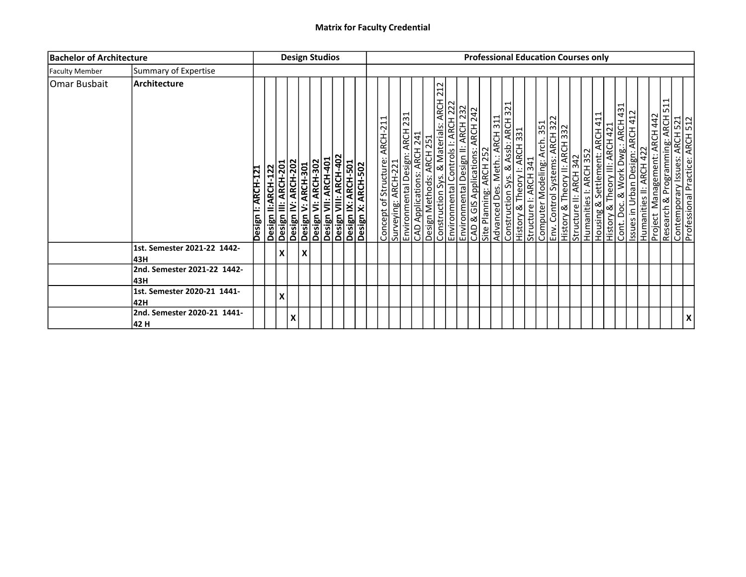**Matrix for Faculty Credential**

| Bachelor of Architecture | | Design Studios | | | | | | | | | | Professional Education Courses only | | | | | | | | | | | | | | | | | | | | | | | | | | | |
|---|---|---|---|---|---|---|---|---|---|---|---|---|---|---|---|---|---|---|---|---|---|---|---|---|---|---|---|---|---|---|---|---|---|---|---|---|---|---|---|
| Faculty Member | Summary of Expertise | | | | | | | | | | | | | | | | | | | | | | | | | | | | | | | | | | | | | | |
| Omar Busbait | **Architecture** | **Design I: ARCH-121** | **Design II:ARCH-122** | **Design III: ARCH-201** | **Design IV: ARCH-202** | **Design V: ARCH-301** | **Design VI: ARCH-302** | **Design VII: ARCH-401** | **Design VIII: ARCH-402** | **Design IX: ARCH-501** | **Design X: ARCH-502** | Concept of Structure: ARCH-211 | Surveying: ARCH-221 | Environmental Design: ARCH 231 | CAD Applications: ARCH 241 | Design Methods: ARCH 251 | Construction Sys. & Materials: ARCH 212 | Environmental Controls I: ARCH 222 | Environmental Design II: ARCH 232 | CAD & GIS Applications: ARCH 242 | Site Planning: ARCH 252 | Advanced Des. Meth.: ARCH 311 | Construction Sys. & Assb: ARCH 321 | History & Theory I: ARCH 331 | Structure I: ARCH 341 | Computer Modeling: Arch. 351 | Env. Control Systems: ARCH 322 | History & Theory II: ARCH 332 | Structure II: ARCH 342 | Humanities I: ARCH 352 | Housing & Settlement: ARCH 411 | History & Theory III: ARCH 421 | Cont. Doc. & Work Dwg.: ARCH 431 | Issues in Urban Design: ARCH 412 | Humanities II: ARCH 422 | Project Management: ARCH 442 | Research & Programming: ARCH 511 | Contemporary Issues: ARCH 521 | Professional Practice: ARCH 512 |
| | **1st. Semester 2021-22 1442-43H** | | | X | | X | | | | | | | | | | | | | | | | | | | | | | | | | | | | | | | | | |
| | **2nd. Semester 2021-22 1442-43H** | | | | | | | | | | | | | | | | | | | | | | | | | | | | | | | | | | | | | | |
| | **1st. Semester 2020-21 1441-42H** | | | X | | | | | | | | | | | | | | | | | | | | | | | | | | | | | | | | | | | |
| | **2nd. Semester 2020-21 1441-42 H** | | | | X | | | | | | | | | | | | | | | | | | | | | | | | | | | | | | | | | | X |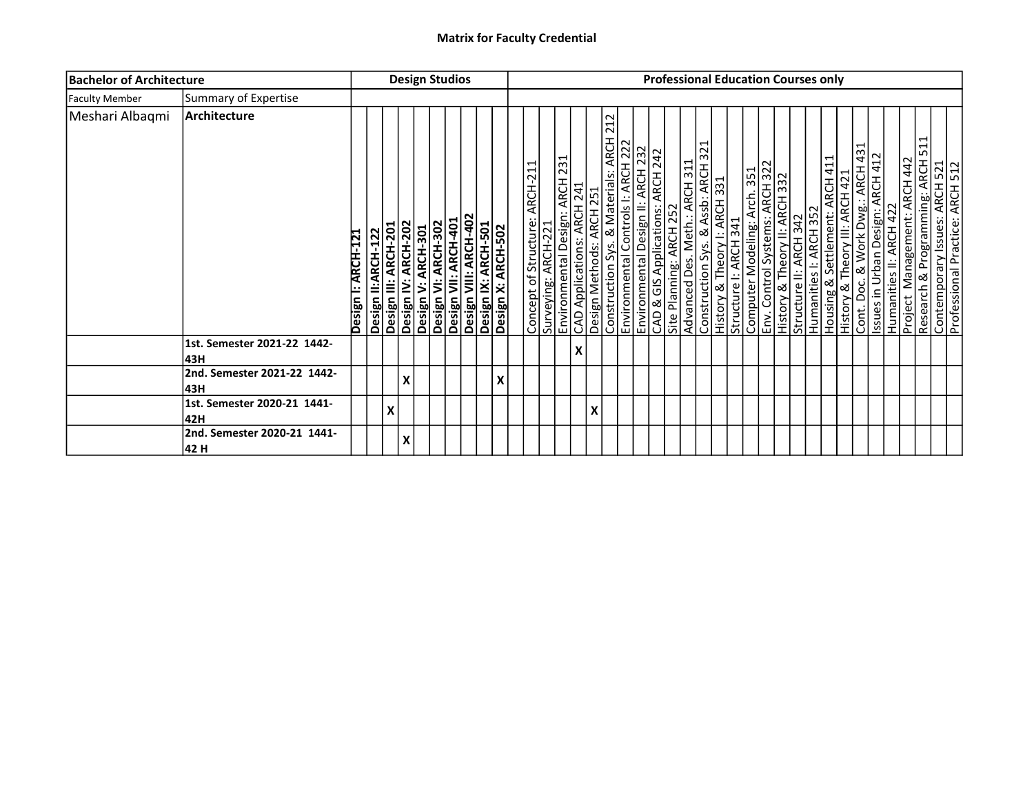# Matrix for Faculty Credential

| Bachelor of Architecture | | Design Studios | | | | | | | | | | Professional Education Courses only | | | | | | | | | | | | | | | | | | | | | | | | | | | | |
|---|---|---|---|---|---|---|---|---|---|---|---|---|---|---|---|---|---|---|---|---|---|---|---|---|---|---|---|---|---|---|---|---|---|---|---|---|---|---|---|---|
| Faculty Member | Summary of Expertise | | | | | | | | | | | | | | | | | | | | | | | | | | | | | | | | | | | | | | | |
| Meshari Albaqmi | **Architecture** | **Design I: ARCH-121** | **Design II:ARCH-122** | **Design III: ARCH-201** | **Design IV: ARCH-202** | **Design V: ARCH-301** | **Design VI: ARCH-302** | **Design VII: ARCH-401** | **Design VIII: ARCH-402** | **Design IX: ARCH-501** | **Design X: ARCH-502** | | Concept of Structure: ARCH-211 | Surveying: ARCH-221 | Environmental Design: ARCH 231 | CAD Applications: ARCH 241 | Design Methods: ARCH 251 | Construction Sys. & Materials: ARCH 212 | Environmental Controls I: ARCH 222 | Environmental Design II: ARCH 232 | CAD & GIS Applications: ARCH 242 | Site Planning: ARCH 252 | Advanced Des. Meth.: ARCH 311 | Construction Sys. & Assb: ARCH 321 | History & Theory I: ARCH 331 | Structure I: ARCH 341 | Computer Modeling: Arch. 351 | Env. Control Systems: ARCH 322 | History & Theory II: ARCH 332 | Structure II: ARCH 342 | Humanities I: ARCH 352 | Housing & Settlement: ARCH 411 | History & Theory III: ARCH 421 | Cont. Doc. & Work Dwg.: ARCH 431 | Issues in Urban Design: ARCH 412 | Humanities II: ARCH 422 | Project Management: ARCH 442 | Research & Programming: ARCH 511 | Contemporary Issues: ARCH 521 | Professional Practice: ARCH 512 |
| | **1st. Semester 2021-22 1442-43H** | | | | | | | | | | | | | | | X | | | | | | | | | | | | | | | | | | | | | | | | |
| | **2nd. Semester 2021-22 1442-43H** | | | | X | | | | | | X | | | | | | | | | | | | | | | | | | | | | | | | | | | | | |
| | **1st. Semester 2020-21 1441-42H** | | | X | | | | | | | | | | | | | X | | | | | | | | | | | | | | | | | | | | | | | |
| | **2nd. Semester 2020-21 1441-42 H** | | | | X | | | | | | | | | | | | | | | | | | | | | | | | | | | | | | | | | | | |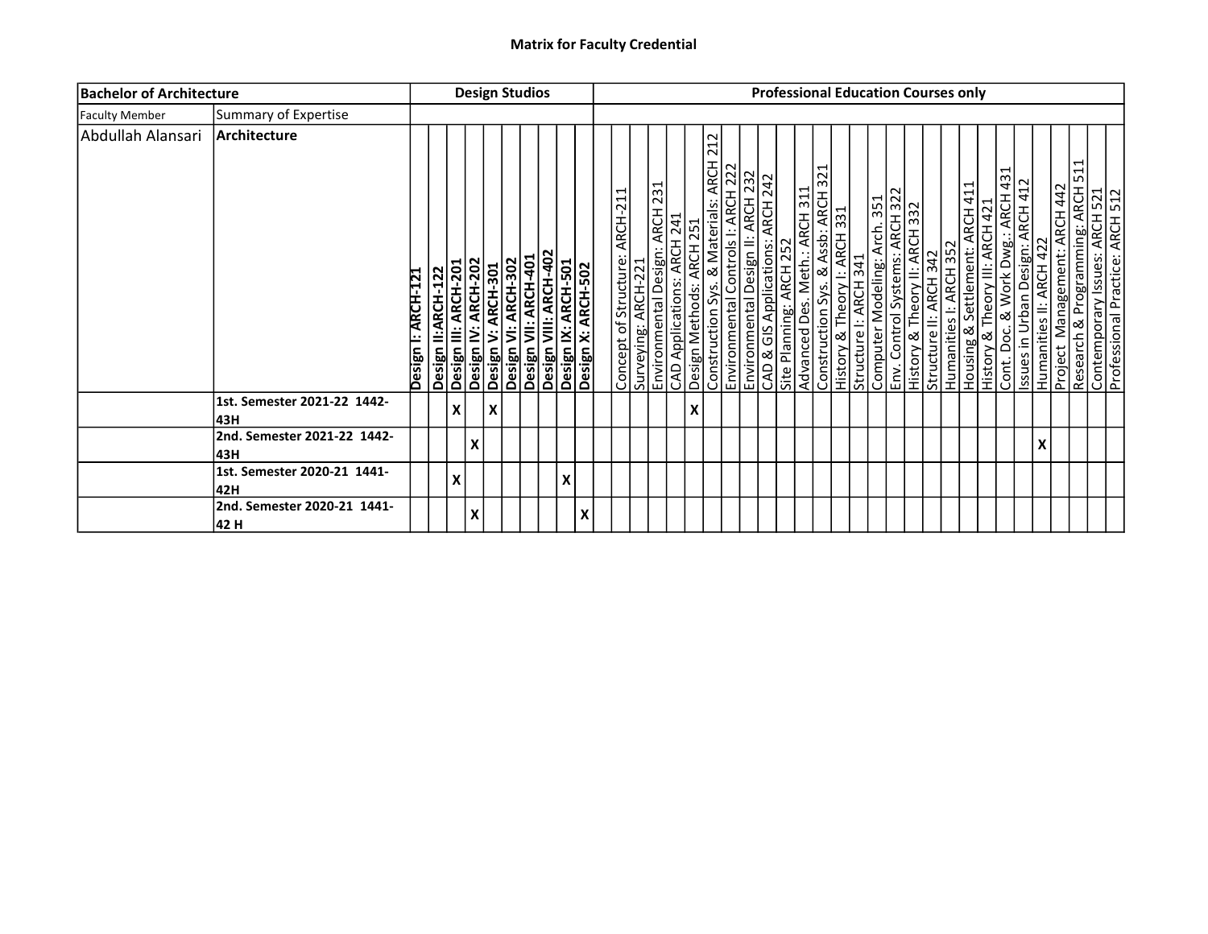# Matrix for Faculty Credential

| Bachelor of Architecture | | Design Studios | | | | | | | | | | Professional Education Courses only | | | | | | | | | | | | | | | | | | | | | | | | | | | | |
|---|---|---|---|---|---|---|---|---|---|---|---|---|---|---|---|---|---|---|---|---|---|---|---|---|---|---|---|---|---|---|---|---|---|---|---|---|---|---|---|---|
| Faculty Member | Summary of Expertise | | | | | | | | | | | | | | | | | | | | | | | | | | | | | | | | | | | | | | | |
| Abdullah Alansari | **Architecture** | **Design I: ARCH-121** | **Design II:ARCH-122** | **Design III: ARCH-201** | **Design IV: ARCH-202** | **Design V: ARCH-301** | **Design VI: ARCH-302** | **Design VII: ARCH-401** | **Design VIII: ARCH-402** | **Design IX: ARCH-501** | **Design X: ARCH-502** | | Concept of Structure: ARCH-211 | Surveying: ARCH-221 | Environmental Design: ARCH 231 | CAD Applications: ARCH 241 | Design Methods: ARCH 251 | Construction Sys. & Materials: ARCH 212 | Environmental Controls I: ARCH 222 | Environmental Design II: ARCH 232 | CAD & GIS Applications: ARCH 242 | Site Planning: ARCH 252 | Advanced Des. Meth.: ARCH 311 | Construction Sys. & Assb: ARCH 321 | History & Theory I: ARCH 331 | Structure I: ARCH 341 | Computer Modeling: Arch. 351 | Env. Control Systems: ARCH 322 | History & Theory II: ARCH 332 | Structure II: ARCH 342 | Humanities I: ARCH 352 | Housing & Settlement: ARCH 411 | History & Theory III: ARCH 421 | Cont. Doc. & Work Dwg.: ARCH 431 | Issues in Urban Design: ARCH 412 | Humanities II: ARCH 422 | Project Management: ARCH 442 | Research & Programming: ARCH 511 | Contemporary Issues: ARCH 521 | Professional Practice: ARCH 512 |
| | **1st. Semester 2021-22 1442-43H** | | | **X** | | **X** | | | | | | | | | | | **X** | | | | | | | | | | | | | | | | | | | | | | | |
| | **2nd. Semester 2021-22 1442-43H** | | | | **X** | | | | | | | | | | | | | | | | | | | | | | | | | | | | | | | **X** | | | | |
| | **1st. Semester 2020-21 1441-42H** | | | **X** | | | | | | **X** | | | | | | | | | | | | | | | | | | | | | | | | | | | | | | |
| | **2nd. Semester 2020-21 1441-42 H** | | | | **X** | | | | | | **X** | | | | | | | | | | | | | | | | | | | | | | | | | | | | | |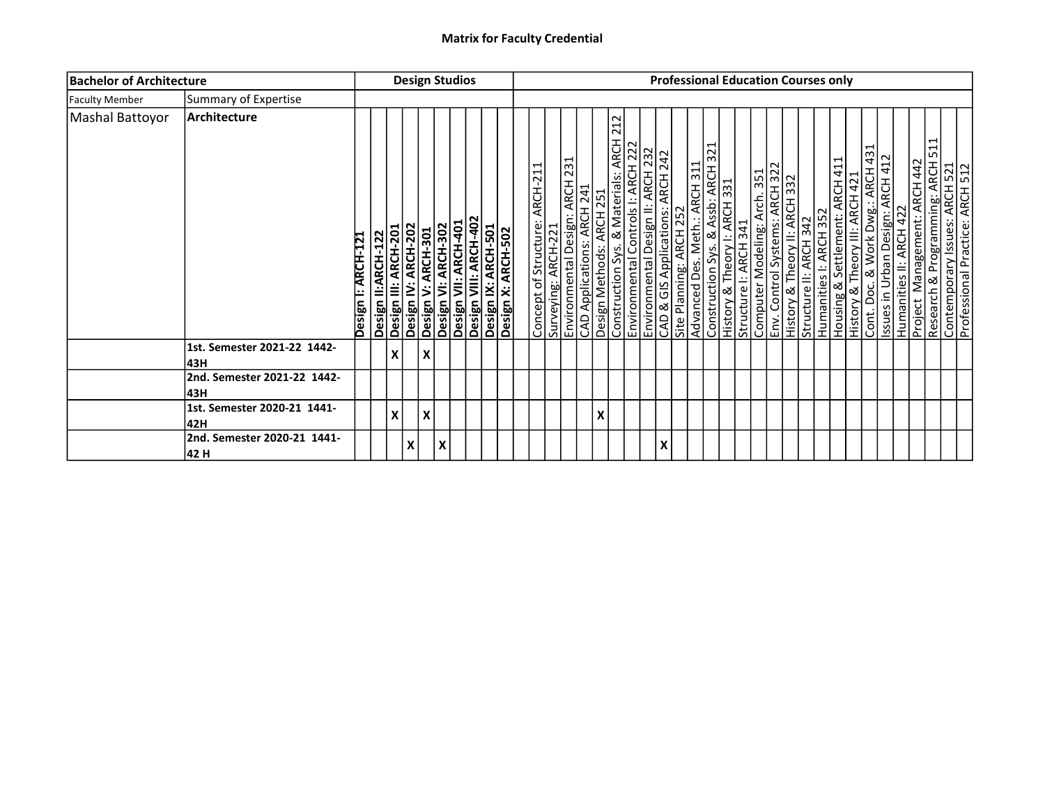**Matrix for Faculty Credential**

| Bachelor of Architecture | | Design Studios | | | | | | | | | | Professional Education Courses only | | | | | | | | | | | | | | | | | | | | | | | | | | | | |
|---|---|---|---|---|---|---|---|---|---|---|---|---|---|---|---|---|---|---|---|---|---|---|---|---|---|---|---|---|---|---|---|---|---|---|---|---|---|---|---|---|
| Faculty Member | Summary of Expertise | | | | | | | | | | | | | | | | | | | | | | | | | | | | | | | | | | | | | | | |
| Mashal Battoyor | Architecture | Design I: ARCH-121 | Design II:ARCH-122 | Design III: ARCH-201 | Design IV: ARCH-202 | Design V: ARCH-301 | Design VI: ARCH-302 | Design VII: ARCH-401 | Design VIII: ARCH-402 | Design IX: ARCH-501 | Design X: ARCH-502 | | Concept of Structure: ARCH-211 | Surveying: ARCH-221 | Environmental Design: ARCH 231 | CAD Applications: ARCH 241 | Design Methods: ARCH 251 | Construction Sys. & Materials: ARCH 212 | Environmental Controls I: ARCH 222 | Environmental Design II: ARCH 232 | CAD & GIS Applications: ARCH 242 | Site Planning: ARCH 252 | Advanced Des. Meth.: ARCH 311 | Construction Sys. & Assb: ARCH 321 | History & Theory I: ARCH 331 | Structure I: ARCH 341 | Computer Modeling: Arch. 351 | Env. Control Systems: ARCH 322 | History & Theory II: ARCH 332 | Structure II: ARCH 342 | Humanities I: ARCH 352 | Housing & Settlement: ARCH 411 | History & Theory III: ARCH 421 | Cont. Doc. & Work Dwg.: ARCH 431 | Issues in Urban Design: ARCH 412 | Humanities II: ARCH 422 | Project Management: ARCH 442 | Research & Programming: ARCH 511 | Contemporary Issues: ARCH 521 | Professional Practice: ARCH 512 |
| | 1st. Semester 2021-22 1442-43H | | | X | | X | | | | | | | | | | | | | | | | | | | | | | | | | | | | | | | | | | |
| | 2nd. Semester 2021-22 1442-43H | | | | | | | | | | | | | | | | | | | | | | | | | | | | | | | | | | | | | | | |
| | 1st. Semester 2020-21 1441-42H | | | X | | X | | | | | | | | | | | X | | | | | | | | | | | | | | | | | | | | | | | |
| | 2nd. Semester 2020-21 1441-42 H | | | | X | | X | | | | | | | | | | | | | | X | | | | | | | | | | | | | | | | | | | |